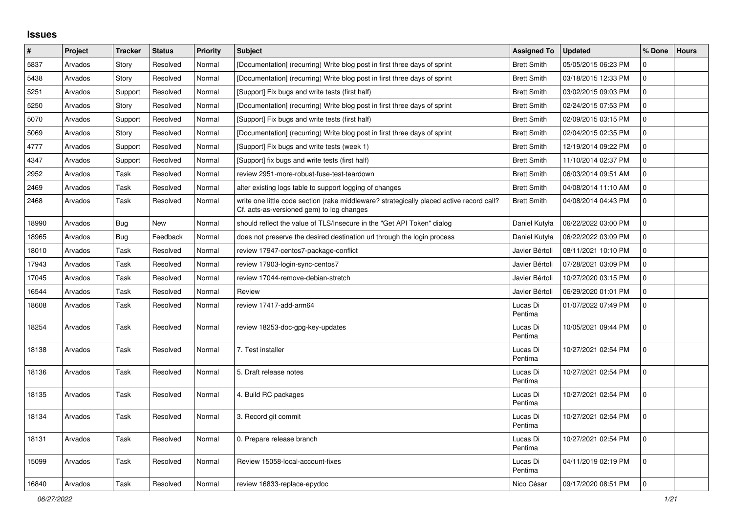# Issues

| # | Project | Tracker | Status | Priority | Subject | Assigned To | Updated | % Done | Hours |
|---|---|---|---|---|---|---|---|---|---|
| 5837 | Arvados | Story | Resolved | Normal | [Documentation] (recurring) Write blog post in first three days of sprint | Brett Smith | 05/05/2015 06:23 PM | 0 | |
| 5438 | Arvados | Story | Resolved | Normal | [Documentation] (recurring) Write blog post in first three days of sprint | Brett Smith | 03/18/2015 12:33 PM | 0 | |
| 5251 | Arvados | Support | Resolved | Normal | [Support] Fix bugs and write tests (first half) | Brett Smith | 03/02/2015 09:03 PM | 0 | |
| 5250 | Arvados | Story | Resolved | Normal | [Documentation] (recurring) Write blog post in first three days of sprint | Brett Smith | 02/24/2015 07:53 PM | 0 | |
| 5070 | Arvados | Support | Resolved | Normal | [Support] Fix bugs and write tests (first half) | Brett Smith | 02/09/2015 03:15 PM | 0 | |
| 5069 | Arvados | Story | Resolved | Normal | [Documentation] (recurring) Write blog post in first three days of sprint | Brett Smith | 02/04/2015 02:35 PM | 0 | |
| 4777 | Arvados | Support | Resolved | Normal | [Support] Fix bugs and write tests (week 1) | Brett Smith | 12/19/2014 09:22 PM | 0 | |
| 4347 | Arvados | Support | Resolved | Normal | [Support] fix bugs and write tests (first half) | Brett Smith | 11/10/2014 02:37 PM | 0 | |
| 2952 | Arvados | Task | Resolved | Normal | review 2951-more-robust-fuse-test-teardown | Brett Smith | 06/03/2014 09:51 AM | 0 | |
| 2469 | Arvados | Task | Resolved | Normal | alter existing logs table to support logging of changes | Brett Smith | 04/08/2014 11:10 AM | 0 | |
| 2468 | Arvados | Task | Resolved | Normal | write one little code section (rake middleware? strategically placed active record call? Cf. acts-as-versioned gem) to log changes | Brett Smith | 04/08/2014 04:43 PM | 0 | |
| 18990 | Arvados | Bug | New | Normal | should reflect the value of TLS/Insecure in the "Get API Token" dialog | Daniel Kutyła | 06/22/2022 03:00 PM | 0 | |
| 18965 | Arvados | Bug | Feedback | Normal | does not preserve the desired destination url through the login process | Daniel Kutyła | 06/22/2022 03:09 PM | 0 | |
| 18010 | Arvados | Task | Resolved | Normal | review 17947-centos7-package-conflict | Javier Bértoli | 08/11/2021 10:10 PM | 0 | |
| 17943 | Arvados | Task | Resolved | Normal | review 17903-login-sync-centos7 | Javier Bértoli | 07/28/2021 03:09 PM | 0 | |
| 17045 | Arvados | Task | Resolved | Normal | review 17044-remove-debian-stretch | Javier Bértoli | 10/27/2020 03:15 PM | 0 | |
| 16544 | Arvados | Task | Resolved | Normal | Review | Javier Bértoli | 06/29/2020 01:01 PM | 0 | |
| 18608 | Arvados | Task | Resolved | Normal | review 17417-add-arm64 | Lucas Di Pentima | 01/07/2022 07:49 PM | 0 | |
| 18254 | Arvados | Task | Resolved | Normal | review 18253-doc-gpg-key-updates | Lucas Di Pentima | 10/05/2021 09:44 PM | 0 | |
| 18138 | Arvados | Task | Resolved | Normal | 7. Test installer | Lucas Di Pentima | 10/27/2021 02:54 PM | 0 | |
| 18136 | Arvados | Task | Resolved | Normal | 5. Draft release notes | Lucas Di Pentima | 10/27/2021 02:54 PM | 0 | |
| 18135 | Arvados | Task | Resolved | Normal | 4. Build RC packages | Lucas Di Pentima | 10/27/2021 02:54 PM | 0 | |
| 18134 | Arvados | Task | Resolved | Normal | 3. Record git commit | Lucas Di Pentima | 10/27/2021 02:54 PM | 0 | |
| 18131 | Arvados | Task | Resolved | Normal | 0. Prepare release branch | Lucas Di Pentima | 10/27/2021 02:54 PM | 0 | |
| 15099 | Arvados | Task | Resolved | Normal | Review 15058-local-account-fixes | Lucas Di Pentima | 04/11/2019 02:19 PM | 0 | |
| 16840 | Arvados | Task | Resolved | Normal | review 16833-replace-epydoc | Nico César | 09/17/2020 08:51 PM | 0 | |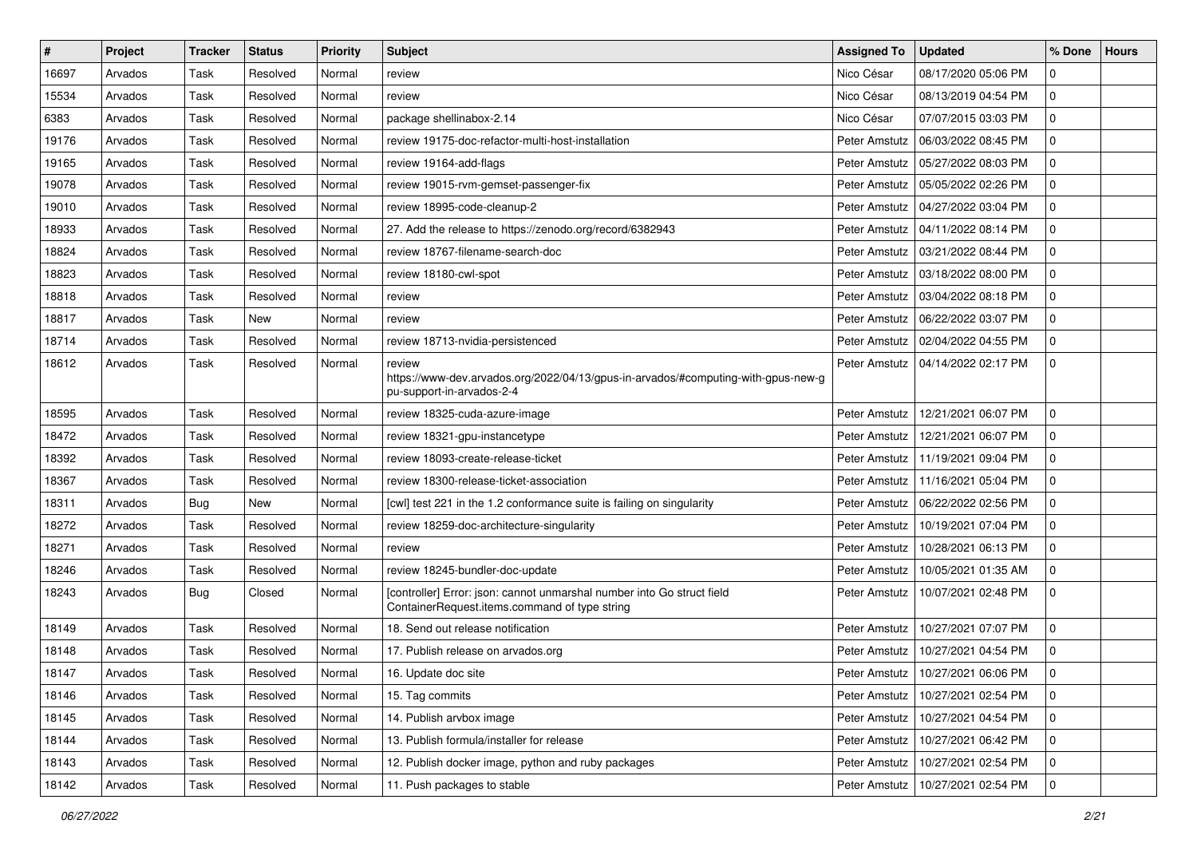| # | Project | Tracker | Status | Priority | Subject | Assigned To | Updated | % Done | Hours |
|---|---|---|---|---|---|---|---|---|---|
| 16697 | Arvados | Task | Resolved | Normal | review | Nico César | 08/17/2020 05:06 PM | 0 | |
| 15534 | Arvados | Task | Resolved | Normal | review | Nico César | 08/13/2019 04:54 PM | 0 | |
| 6383 | Arvados | Task | Resolved | Normal | package shellinabox-2.14 | Nico César | 07/07/2015 03:03 PM | 0 | |
| 19176 | Arvados | Task | Resolved | Normal | review 19175-doc-refactor-multi-host-installation | Peter Amstutz | 06/03/2022 08:45 PM | 0 | |
| 19165 | Arvados | Task | Resolved | Normal | review 19164-add-flags | Peter Amstutz | 05/27/2022 08:03 PM | 0 | |
| 19078 | Arvados | Task | Resolved | Normal | review 19015-rvm-gemset-passenger-fix | Peter Amstutz | 05/05/2022 02:26 PM | 0 | |
| 19010 | Arvados | Task | Resolved | Normal | review 18995-code-cleanup-2 | Peter Amstutz | 04/27/2022 03:04 PM | 0 | |
| 18933 | Arvados | Task | Resolved | Normal | 27. Add the release to https://zenodo.org/record/6382943 | Peter Amstutz | 04/11/2022 08:14 PM | 0 | |
| 18824 | Arvados | Task | Resolved | Normal | review 18767-filename-search-doc | Peter Amstutz | 03/21/2022 08:44 PM | 0 | |
| 18823 | Arvados | Task | Resolved | Normal | review 18180-cwl-spot | Peter Amstutz | 03/18/2022 08:00 PM | 0 | |
| 18818 | Arvados | Task | Resolved | Normal | review | Peter Amstutz | 03/04/2022 08:18 PM | 0 | |
| 18817 | Arvados | Task | New | Normal | review | Peter Amstutz | 06/22/2022 03:07 PM | 0 | |
| 18714 | Arvados | Task | Resolved | Normal | review 18713-nvidia-persistenced | Peter Amstutz | 02/04/2022 04:55 PM | 0 | |
| 18612 | Arvados | Task | Resolved | Normal | review https://www-dev.arvados.org/2022/04/13/gpus-in-arvados/#computing-with-gpus-new-gpu-support-in-arvados-2-4 | Peter Amstutz | 04/14/2022 02:17 PM | 0 | |
| 18595 | Arvados | Task | Resolved | Normal | review 18325-cuda-azure-image | Peter Amstutz | 12/21/2021 06:07 PM | 0 | |
| 18472 | Arvados | Task | Resolved | Normal | review 18321-gpu-instancetype | Peter Amstutz | 12/21/2021 06:07 PM | 0 | |
| 18392 | Arvados | Task | Resolved | Normal | review 18093-create-release-ticket | Peter Amstutz | 11/19/2021 09:04 PM | 0 | |
| 18367 | Arvados | Task | Resolved | Normal | review 18300-release-ticket-association | Peter Amstutz | 11/16/2021 05:04 PM | 0 | |
| 18311 | Arvados | Bug | New | Normal | [cwl] test 221 in the 1.2 conformance suite is failing on singularity | Peter Amstutz | 06/22/2022 02:56 PM | 0 | |
| 18272 | Arvados | Task | Resolved | Normal | review 18259-doc-architecture-singularity | Peter Amstutz | 10/19/2021 07:04 PM | 0 | |
| 18271 | Arvados | Task | Resolved | Normal | review | Peter Amstutz | 10/28/2021 06:13 PM | 0 | |
| 18246 | Arvados | Task | Resolved | Normal | review 18245-bundler-doc-update | Peter Amstutz | 10/05/2021 01:35 AM | 0 | |
| 18243 | Arvados | Bug | Closed | Normal | [controller] Error: json: cannot unmarshal number into Go struct field ContainerRequest.items.command of type string | Peter Amstutz | 10/07/2021 02:48 PM | 0 | |
| 18149 | Arvados | Task | Resolved | Normal | 18. Send out release notification | Peter Amstutz | 10/27/2021 07:07 PM | 0 | |
| 18148 | Arvados | Task | Resolved | Normal | 17. Publish release on arvados.org | Peter Amstutz | 10/27/2021 04:54 PM | 0 | |
| 18147 | Arvados | Task | Resolved | Normal | 16. Update doc site | Peter Amstutz | 10/27/2021 06:06 PM | 0 | |
| 18146 | Arvados | Task | Resolved | Normal | 15. Tag commits | Peter Amstutz | 10/27/2021 02:54 PM | 0 | |
| 18145 | Arvados | Task | Resolved | Normal | 14. Publish arvbox image | Peter Amstutz | 10/27/2021 04:54 PM | 0 | |
| 18144 | Arvados | Task | Resolved | Normal | 13. Publish formula/installer for release | Peter Amstutz | 10/27/2021 06:42 PM | 0 | |
| 18143 | Arvados | Task | Resolved | Normal | 12. Publish docker image, python and ruby packages | Peter Amstutz | 10/27/2021 02:54 PM | 0 | |
| 18142 | Arvados | Task | Resolved | Normal | 11. Push packages to stable | Peter Amstutz | 10/27/2021 02:54 PM | 0 | |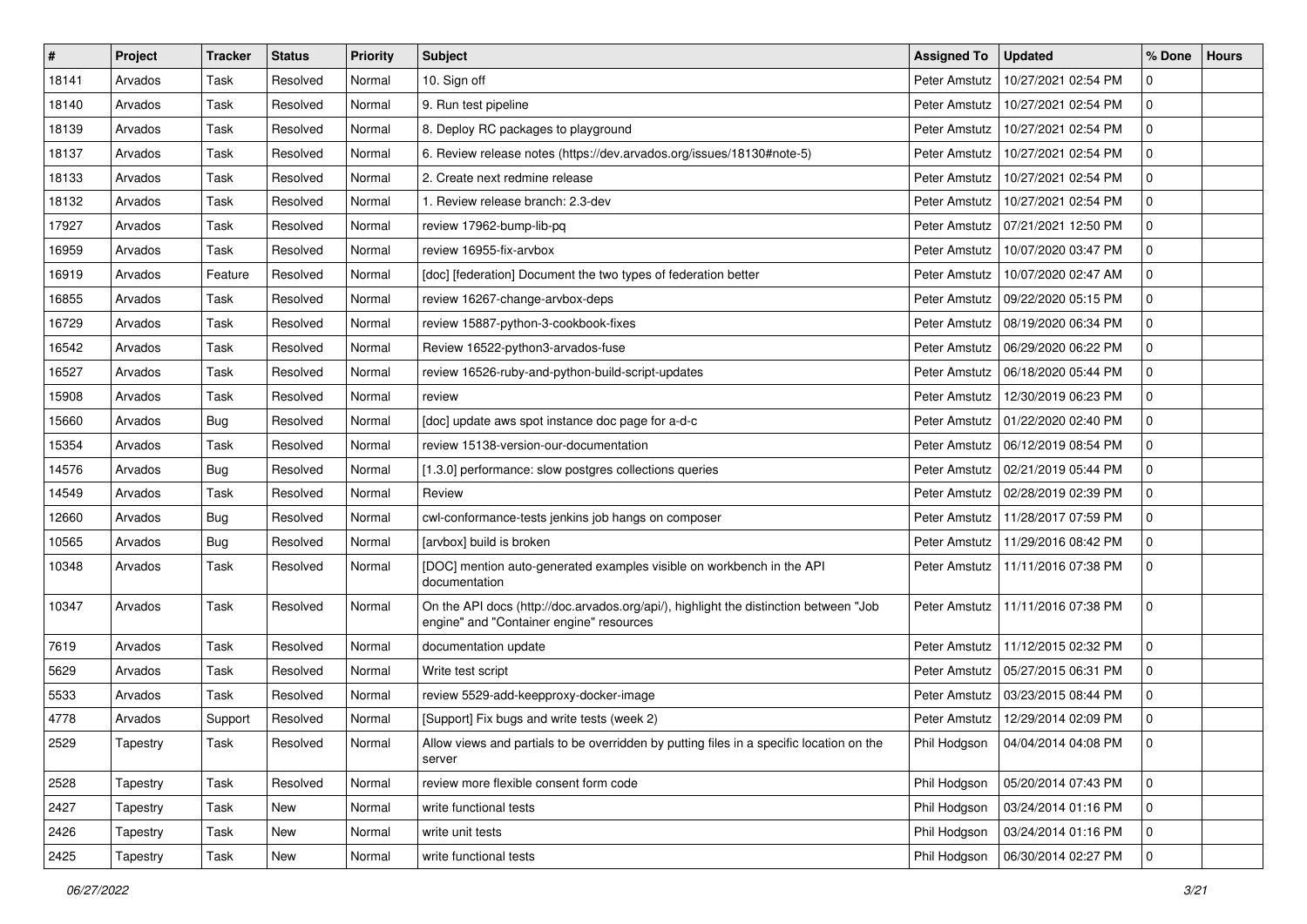| # | Project | Tracker | Status | Priority | Subject | Assigned To | Updated | % Done | Hours |
|---|---|---|---|---|---|---|---|---|---|
| 18141 | Arvados | Task | Resolved | Normal | 10. Sign off | Peter Amstutz | 10/27/2021 02:54 PM | 0 | |
| 18140 | Arvados | Task | Resolved | Normal | 9. Run test pipeline | Peter Amstutz | 10/27/2021 02:54 PM | 0 | |
| 18139 | Arvados | Task | Resolved | Normal | 8. Deploy RC packages to playground | Peter Amstutz | 10/27/2021 02:54 PM | 0 | |
| 18137 | Arvados | Task | Resolved | Normal | 6. Review release notes (https://dev.arvados.org/issues/18130#note-5) | Peter Amstutz | 10/27/2021 02:54 PM | 0 | |
| 18133 | Arvados | Task | Resolved | Normal | 2. Create next redmine release | Peter Amstutz | 10/27/2021 02:54 PM | 0 | |
| 18132 | Arvados | Task | Resolved | Normal | 1. Review release branch: 2.3-dev | Peter Amstutz | 10/27/2021 02:54 PM | 0 | |
| 17927 | Arvados | Task | Resolved | Normal | review 17962-bump-lib-pq | Peter Amstutz | 07/21/2021 12:50 PM | 0 | |
| 16959 | Arvados | Task | Resolved | Normal | review 16955-fix-arvbox | Peter Amstutz | 10/07/2020 03:47 PM | 0 | |
| 16919 | Arvados | Feature | Resolved | Normal | [doc] [federation] Document the two types of federation better | Peter Amstutz | 10/07/2020 02:47 AM | 0 | |
| 16855 | Arvados | Task | Resolved | Normal | review 16267-change-arvbox-deps | Peter Amstutz | 09/22/2020 05:15 PM | 0 | |
| 16729 | Arvados | Task | Resolved | Normal | review 15887-python-3-cookbook-fixes | Peter Amstutz | 08/19/2020 06:34 PM | 0 | |
| 16542 | Arvados | Task | Resolved | Normal | Review 16522-python3-arvados-fuse | Peter Amstutz | 06/29/2020 06:22 PM | 0 | |
| 16527 | Arvados | Task | Resolved | Normal | review 16526-ruby-and-python-build-script-updates | Peter Amstutz | 06/18/2020 05:44 PM | 0 | |
| 15908 | Arvados | Task | Resolved | Normal | review | Peter Amstutz | 12/30/2019 06:23 PM | 0 | |
| 15660 | Arvados | Bug | Resolved | Normal | [doc] update aws spot instance doc page for a-d-c | Peter Amstutz | 01/22/2020 02:40 PM | 0 | |
| 15354 | Arvados | Task | Resolved | Normal | review 15138-version-our-documentation | Peter Amstutz | 06/12/2019 08:54 PM | 0 | |
| 14576 | Arvados | Bug | Resolved | Normal | [1.3.0] performance: slow postgres collections queries | Peter Amstutz | 02/21/2019 05:44 PM | 0 | |
| 14549 | Arvados | Task | Resolved | Normal | Review | Peter Amstutz | 02/28/2019 02:39 PM | 0 | |
| 12660 | Arvados | Bug | Resolved | Normal | cwl-conformance-tests jenkins job hangs on composer | Peter Amstutz | 11/28/2017 07:59 PM | 0 | |
| 10565 | Arvados | Bug | Resolved | Normal | [arvbox] build is broken | Peter Amstutz | 11/29/2016 08:42 PM | 0 | |
| 10348 | Arvados | Task | Resolved | Normal | [DOC] mention auto-generated examples visible on workbench in the API documentation | Peter Amstutz | 11/11/2016 07:38 PM | 0 | |
| 10347 | Arvados | Task | Resolved | Normal | On the API docs (http://doc.arvados.org/api/), highlight the distinction between "Job engine" and "Container engine" resources | Peter Amstutz | 11/11/2016 07:38 PM | 0 | |
| 7619 | Arvados | Task | Resolved | Normal | documentation update | Peter Amstutz | 11/12/2015 02:32 PM | 0 | |
| 5629 | Arvados | Task | Resolved | Normal | Write test script | Peter Amstutz | 05/27/2015 06:31 PM | 0 | |
| 5533 | Arvados | Task | Resolved | Normal | review 5529-add-keepproxy-docker-image | Peter Amstutz | 03/23/2015 08:44 PM | 0 | |
| 4778 | Arvados | Support | Resolved | Normal | [Support] Fix bugs and write tests (week 2) | Peter Amstutz | 12/29/2014 02:09 PM | 0 | |
| 2529 | Tapestry | Task | Resolved | Normal | Allow views and partials to be overridden by putting files in a specific location on the server | Phil Hodgson | 04/04/2014 04:08 PM | 0 | |
| 2528 | Tapestry | Task | Resolved | Normal | review more flexible consent form code | Phil Hodgson | 05/20/2014 07:43 PM | 0 | |
| 2427 | Tapestry | Task | New | Normal | write functional tests | Phil Hodgson | 03/24/2014 01:16 PM | 0 | |
| 2426 | Tapestry | Task | New | Normal | write unit tests | Phil Hodgson | 03/24/2014 01:16 PM | 0 | |
| 2425 | Tapestry | Task | New | Normal | write functional tests | Phil Hodgson | 06/30/2014 02:27 PM | 0 | |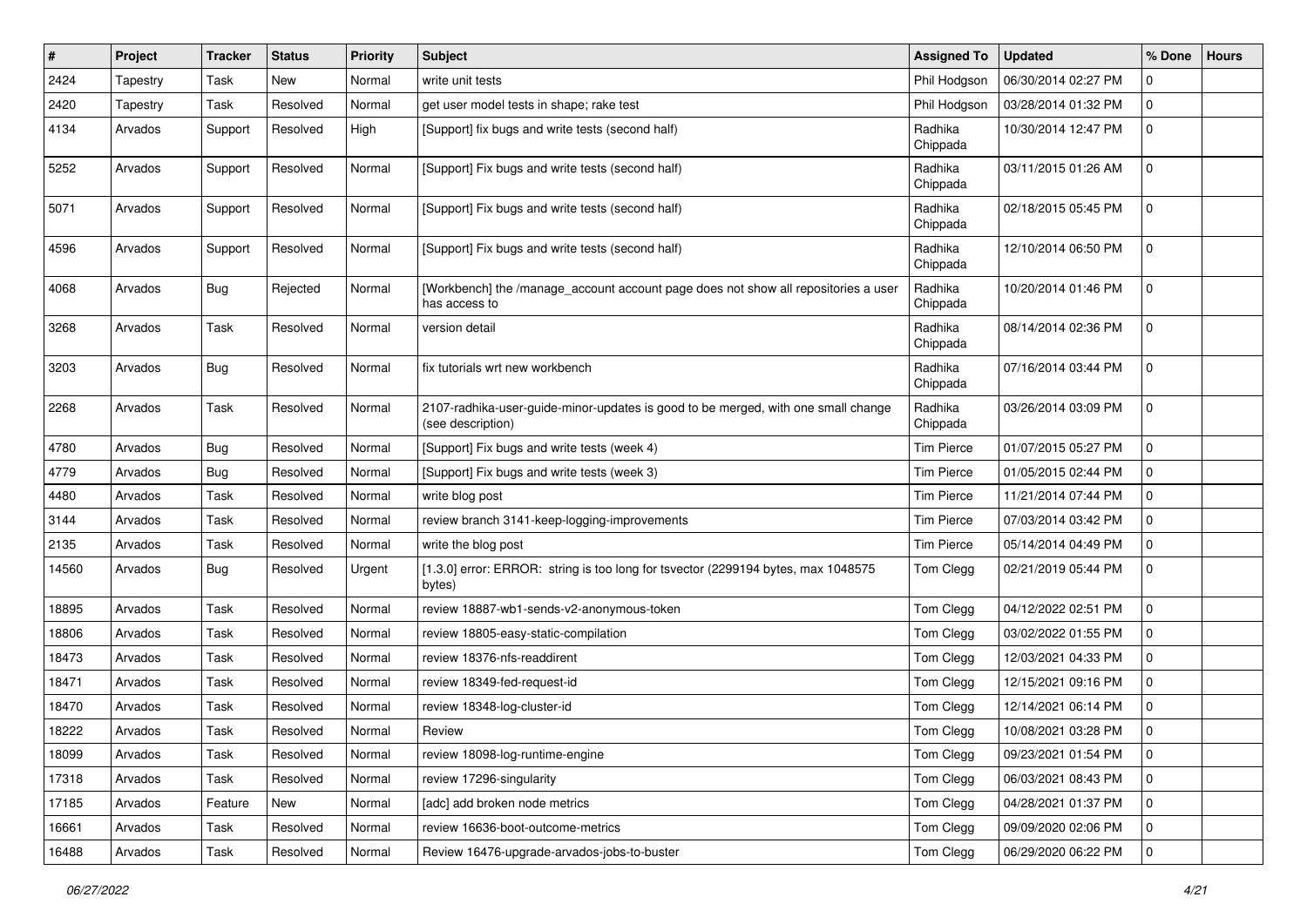| # | Project | Tracker | Status | Priority | Subject | Assigned To | Updated | % Done | Hours |
|---|---|---|---|---|---|---|---|---|---|
| 2424 | Tapestry | Task | New | Normal | write unit tests | Phil Hodgson | 06/30/2014 02:27 PM | 0 | |
| 2420 | Tapestry | Task | Resolved | Normal | get user model tests in shape; rake test | Phil Hodgson | 03/28/2014 01:32 PM | 0 | |
| 4134 | Arvados | Support | Resolved | High | [Support] fix bugs and write tests (second half) | Radhika Chippada | 10/30/2014 12:47 PM | 0 | |
| 5252 | Arvados | Support | Resolved | Normal | [Support] Fix bugs and write tests (second half) | Radhika Chippada | 03/11/2015 01:26 AM | 0 | |
| 5071 | Arvados | Support | Resolved | Normal | [Support] Fix bugs and write tests (second half) | Radhika Chippada | 02/18/2015 05:45 PM | 0 | |
| 4596 | Arvados | Support | Resolved | Normal | [Support] Fix bugs and write tests (second half) | Radhika Chippada | 12/10/2014 06:50 PM | 0 | |
| 4068 | Arvados | Bug | Rejected | Normal | [Workbench] the /manage_account account page does not show all repositories a user has access to | Radhika Chippada | 10/20/2014 01:46 PM | 0 | |
| 3268 | Arvados | Task | Resolved | Normal | version detail | Radhika Chippada | 08/14/2014 02:36 PM | 0 | |
| 3203 | Arvados | Bug | Resolved | Normal | fix tutorials wrt new workbench | Radhika Chippada | 07/16/2014 03:44 PM | 0 | |
| 2268 | Arvados | Task | Resolved | Normal | 2107-radhika-user-guide-minor-updates is good to be merged, with one small change (see description) | Radhika Chippada | 03/26/2014 03:09 PM | 0 | |
| 4780 | Arvados | Bug | Resolved | Normal | [Support] Fix bugs and write tests (week 4) | Tim Pierce | 01/07/2015 05:27 PM | 0 | |
| 4779 | Arvados | Bug | Resolved | Normal | [Support] Fix bugs and write tests (week 3) | Tim Pierce | 01/05/2015 02:44 PM | 0 | |
| 4480 | Arvados | Task | Resolved | Normal | write blog post | Tim Pierce | 11/21/2014 07:44 PM | 0 | |
| 3144 | Arvados | Task | Resolved | Normal | review branch 3141-keep-logging-improvements | Tim Pierce | 07/03/2014 03:42 PM | 0 | |
| 2135 | Arvados | Task | Resolved | Normal | write the blog post | Tim Pierce | 05/14/2014 04:49 PM | 0 | |
| 14560 | Arvados | Bug | Resolved | Urgent | [1.3.0] error: ERROR: string is too long for tsvector (2299194 bytes, max 1048575 bytes) | Tom Clegg | 02/21/2019 05:44 PM | 0 | |
| 18895 | Arvados | Task | Resolved | Normal | review 18887-wb1-sends-v2-anonymous-token | Tom Clegg | 04/12/2022 02:51 PM | 0 | |
| 18806 | Arvados | Task | Resolved | Normal | review 18805-easy-static-compilation | Tom Clegg | 03/02/2022 01:55 PM | 0 | |
| 18473 | Arvados | Task | Resolved | Normal | review 18376-nfs-readdirent | Tom Clegg | 12/03/2021 04:33 PM | 0 | |
| 18471 | Arvados | Task | Resolved | Normal | review 18349-fed-request-id | Tom Clegg | 12/15/2021 09:16 PM | 0 | |
| 18470 | Arvados | Task | Resolved | Normal | review 18348-log-cluster-id | Tom Clegg | 12/14/2021 06:14 PM | 0 | |
| 18222 | Arvados | Task | Resolved | Normal | Review | Tom Clegg | 10/08/2021 03:28 PM | 0 | |
| 18099 | Arvados | Task | Resolved | Normal | review 18098-log-runtime-engine | Tom Clegg | 09/23/2021 01:54 PM | 0 | |
| 17318 | Arvados | Task | Resolved | Normal | review 17296-singularity | Tom Clegg | 06/03/2021 08:43 PM | 0 | |
| 17185 | Arvados | Feature | New | Normal | [adc] add broken node metrics | Tom Clegg | 04/28/2021 01:37 PM | 0 | |
| 16661 | Arvados | Task | Resolved | Normal | review 16636-boot-outcome-metrics | Tom Clegg | 09/09/2020 02:06 PM | 0 | |
| 16488 | Arvados | Task | Resolved | Normal | Review 16476-upgrade-arvados-jobs-to-buster | Tom Clegg | 06/29/2020 06:22 PM | 0 | |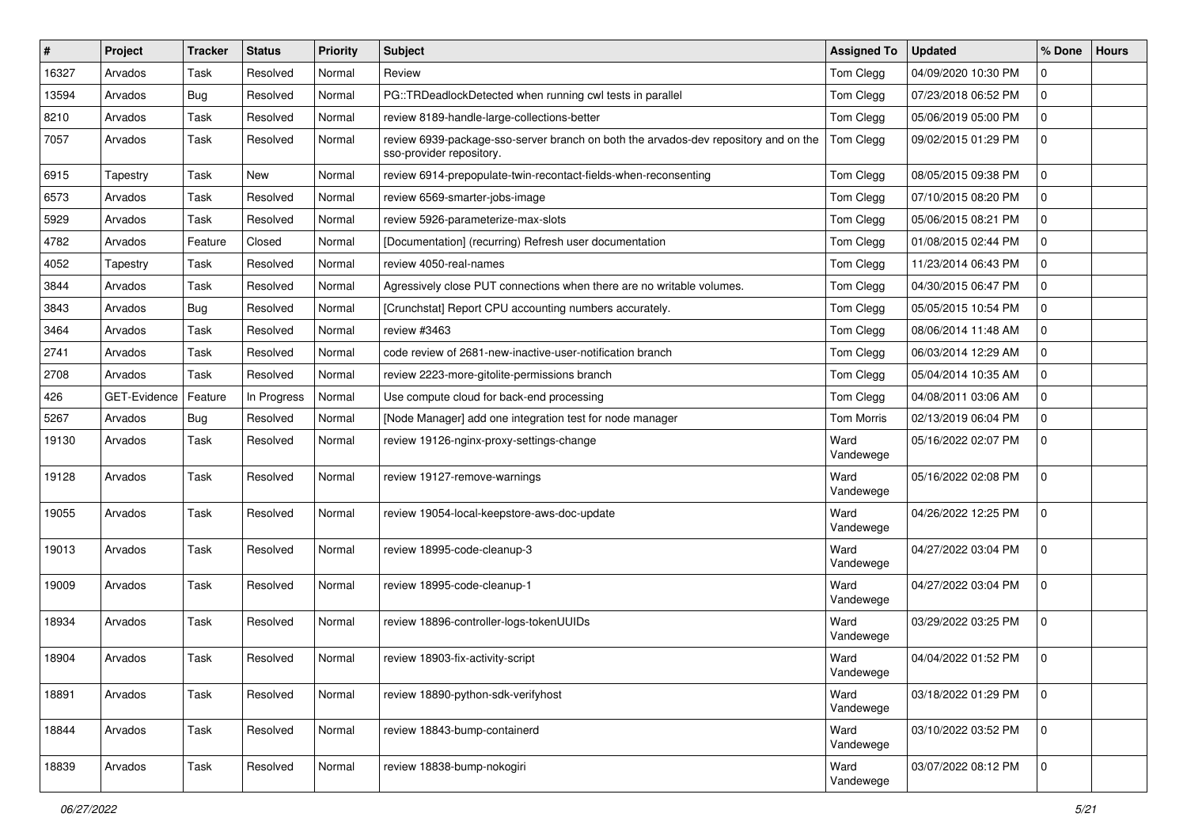| # | Project | Tracker | Status | Priority | Subject | Assigned To | Updated | % Done | Hours |
|---|---|---|---|---|---|---|---|---|---|
| 16327 | Arvados | Task | Resolved | Normal | Review | Tom Clegg | 04/09/2020 10:30 PM | 0 | |
| 13594 | Arvados | Bug | Resolved | Normal | PG::TRDeadlockDetected when running cwl tests in parallel | Tom Clegg | 07/23/2018 06:52 PM | 0 | |
| 8210 | Arvados | Task | Resolved | Normal | review 8189-handle-large-collections-better | Tom Clegg | 05/06/2019 05:00 PM | 0 | |
| 7057 | Arvados | Task | Resolved | Normal | review 6939-package-sso-server branch on both the arvados-dev repository and on the sso-provider repository. | Tom Clegg | 09/02/2015 01:29 PM | 0 | |
| 6915 | Tapestry | Task | New | Normal | review 6914-prepopulate-twin-recontact-fields-when-reconsenting | Tom Clegg | 08/05/2015 09:38 PM | 0 | |
| 6573 | Arvados | Task | Resolved | Normal | review 6569-smarter-jobs-image | Tom Clegg | 07/10/2015 08:20 PM | 0 | |
| 5929 | Arvados | Task | Resolved | Normal | review 5926-parameterize-max-slots | Tom Clegg | 05/06/2015 08:21 PM | 0 | |
| 4782 | Arvados | Feature | Closed | Normal | [Documentation] (recurring) Refresh user documentation | Tom Clegg | 01/08/2015 02:44 PM | 0 | |
| 4052 | Tapestry | Task | Resolved | Normal | review 4050-real-names | Tom Clegg | 11/23/2014 06:43 PM | 0 | |
| 3844 | Arvados | Task | Resolved | Normal | Agressively close PUT connections when there are no writable volumes. | Tom Clegg | 04/30/2015 06:47 PM | 0 | |
| 3843 | Arvados | Bug | Resolved | Normal | [Crunchstat] Report CPU accounting numbers accurately. | Tom Clegg | 05/05/2015 10:54 PM | 0 | |
| 3464 | Arvados | Task | Resolved | Normal | review #3463 | Tom Clegg | 08/06/2014 11:48 AM | 0 | |
| 2741 | Arvados | Task | Resolved | Normal | code review of 2681-new-inactive-user-notification branch | Tom Clegg | 06/03/2014 12:29 AM | 0 | |
| 2708 | Arvados | Task | Resolved | Normal | review 2223-more-gitolite-permissions branch | Tom Clegg | 05/04/2014 10:35 AM | 0 | |
| 426 | GET-Evidence | Feature | In Progress | Normal | Use compute cloud for back-end processing | Tom Clegg | 04/08/2011 03:06 AM | 0 | |
| 5267 | Arvados | Bug | Resolved | Normal | [Node Manager] add one integration test for node manager | Tom Morris | 02/13/2019 06:04 PM | 0 | |
| 19130 | Arvados | Task | Resolved | Normal | review 19126-nginx-proxy-settings-change | Ward Vandewege | 05/16/2022 02:07 PM | 0 | |
| 19128 | Arvados | Task | Resolved | Normal | review 19127-remove-warnings | Ward Vandewege | 05/16/2022 02:08 PM | 0 | |
| 19055 | Arvados | Task | Resolved | Normal | review 19054-local-keepstore-aws-doc-update | Ward Vandewege | 04/26/2022 12:25 PM | 0 | |
| 19013 | Arvados | Task | Resolved | Normal | review 18995-code-cleanup-3 | Ward Vandewege | 04/27/2022 03:04 PM | 0 | |
| 19009 | Arvados | Task | Resolved | Normal | review 18995-code-cleanup-1 | Ward Vandewege | 04/27/2022 03:04 PM | 0 | |
| 18934 | Arvados | Task | Resolved | Normal | review 18896-controller-logs-tokenUUIDs | Ward Vandewege | 03/29/2022 03:25 PM | 0 | |
| 18904 | Arvados | Task | Resolved | Normal | review 18903-fix-activity-script | Ward Vandewege | 04/04/2022 01:52 PM | 0 | |
| 18891 | Arvados | Task | Resolved | Normal | review 18890-python-sdk-verifyhost | Ward Vandewege | 03/18/2022 01:29 PM | 0 | |
| 18844 | Arvados | Task | Resolved | Normal | review 18843-bump-containerd | Ward Vandewege | 03/10/2022 03:52 PM | 0 | |
| 18839 | Arvados | Task | Resolved | Normal | review 18838-bump-nokogiri | Ward Vandewege | 03/07/2022 08:12 PM | 0 | |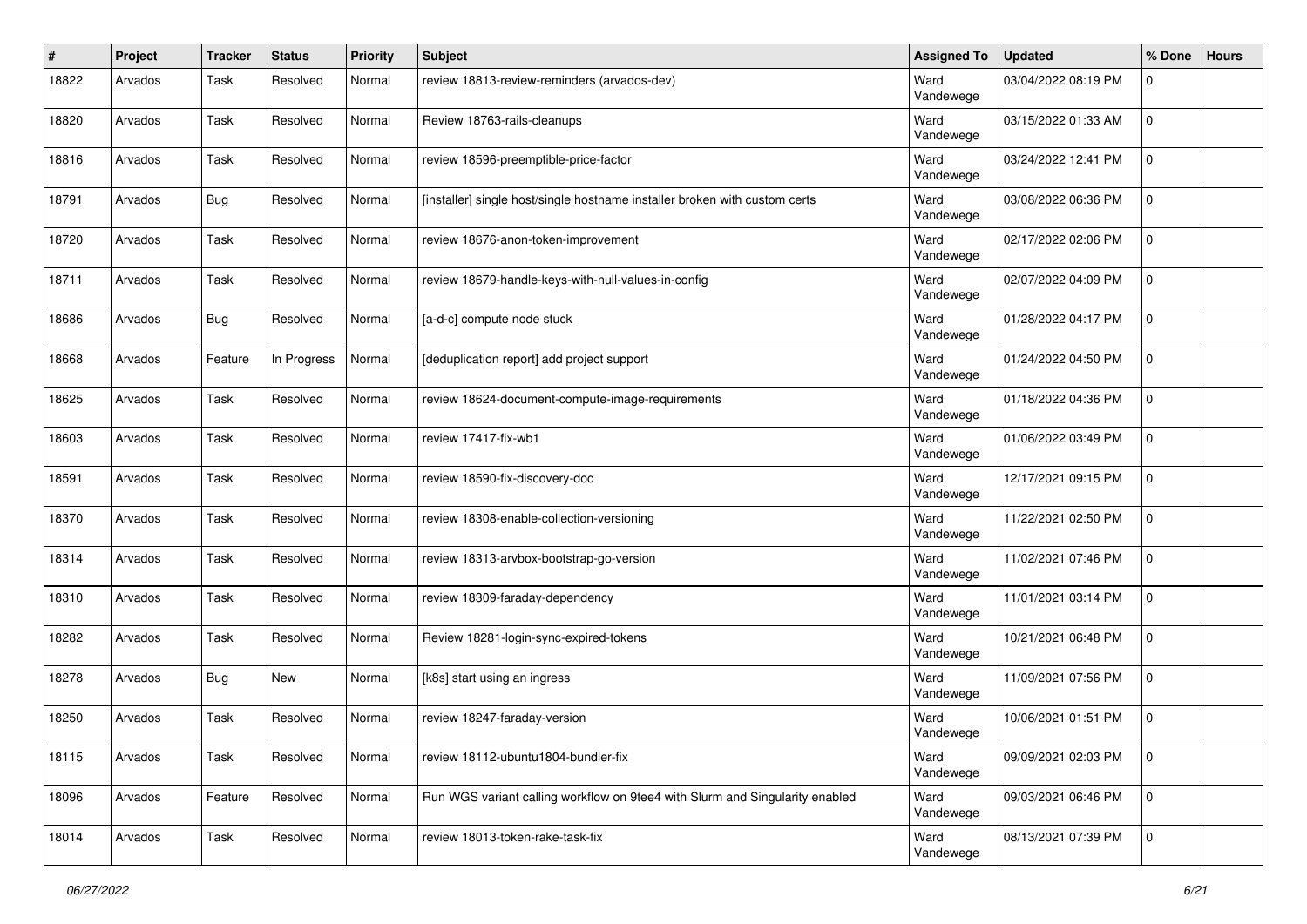| # | Project | Tracker | Status | Priority | Subject | Assigned To | Updated | % Done | Hours |
|---|---|---|---|---|---|---|---|---|---|
| 18822 | Arvados | Task | Resolved | Normal | review 18813-review-reminders (arvados-dev) | Ward Vandewege | 03/04/2022 08:19 PM | 0 | |
| 18820 | Arvados | Task | Resolved | Normal | Review 18763-rails-cleanups | Ward Vandewege | 03/15/2022 01:33 AM | 0 | |
| 18816 | Arvados | Task | Resolved | Normal | review 18596-preemptible-price-factor | Ward Vandewege | 03/24/2022 12:41 PM | 0 | |
| 18791 | Arvados | Bug | Resolved | Normal | [installer] single host/single hostname installer broken with custom certs | Ward Vandewege | 03/08/2022 06:36 PM | 0 | |
| 18720 | Arvados | Task | Resolved | Normal | review 18676-anon-token-improvement | Ward Vandewege | 02/17/2022 02:06 PM | 0 | |
| 18711 | Arvados | Task | Resolved | Normal | review 18679-handle-keys-with-null-values-in-config | Ward Vandewege | 02/07/2022 04:09 PM | 0 | |
| 18686 | Arvados | Bug | Resolved | Normal | [a-d-c] compute node stuck | Ward Vandewege | 01/28/2022 04:17 PM | 0 | |
| 18668 | Arvados | Feature | In Progress | Normal | [deduplication report] add project support | Ward Vandewege | 01/24/2022 04:50 PM | 0 | |
| 18625 | Arvados | Task | Resolved | Normal | review 18624-document-compute-image-requirements | Ward Vandewege | 01/18/2022 04:36 PM | 0 | |
| 18603 | Arvados | Task | Resolved | Normal | review 17417-fix-wb1 | Ward Vandewege | 01/06/2022 03:49 PM | 0 | |
| 18591 | Arvados | Task | Resolved | Normal | review 18590-fix-discovery-doc | Ward Vandewege | 12/17/2021 09:15 PM | 0 | |
| 18370 | Arvados | Task | Resolved | Normal | review 18308-enable-collection-versioning | Ward Vandewege | 11/22/2021 02:50 PM | 0 | |
| 18314 | Arvados | Task | Resolved | Normal | review 18313-arvbox-bootstrap-go-version | Ward Vandewege | 11/02/2021 07:46 PM | 0 | |
| 18310 | Arvados | Task | Resolved | Normal | review 18309-faraday-dependency | Ward Vandewege | 11/01/2021 03:14 PM | 0 | |
| 18282 | Arvados | Task | Resolved | Normal | Review 18281-login-sync-expired-tokens | Ward Vandewege | 10/21/2021 06:48 PM | 0 | |
| 18278 | Arvados | Bug | New | Normal | [k8s] start using an ingress | Ward Vandewege | 11/09/2021 07:56 PM | 0 | |
| 18250 | Arvados | Task | Resolved | Normal | review 18247-faraday-version | Ward Vandewege | 10/06/2021 01:51 PM | 0 | |
| 18115 | Arvados | Task | Resolved | Normal | review 18112-ubuntu1804-bundler-fix | Ward Vandewege | 09/09/2021 02:03 PM | 0 | |
| 18096 | Arvados | Feature | Resolved | Normal | Run WGS variant calling workflow on 9tee4 with Slurm and Singularity enabled | Ward Vandewege | 09/03/2021 06:46 PM | 0 | |
| 18014 | Arvados | Task | Resolved | Normal | review 18013-token-rake-task-fix | Ward Vandewege | 08/13/2021 07:39 PM | 0 | |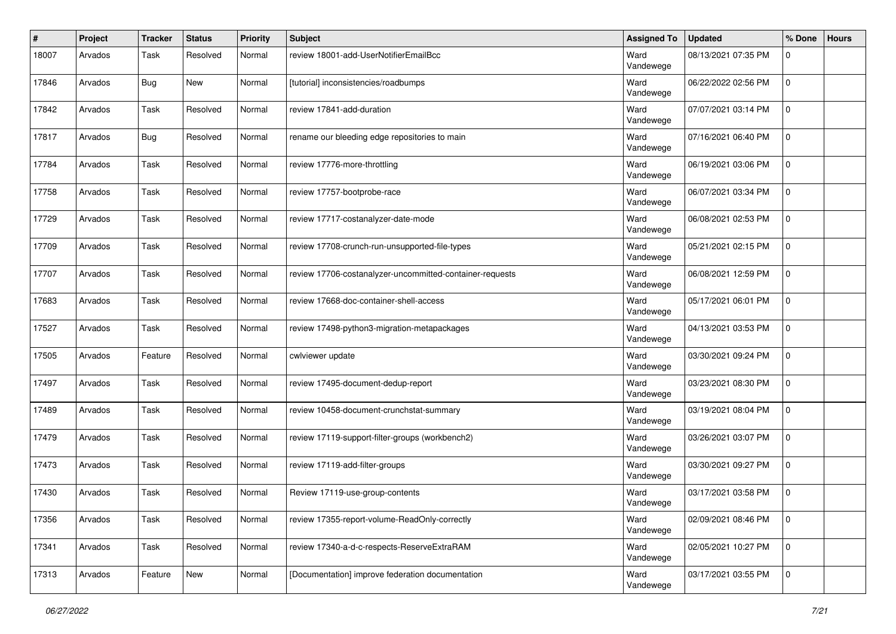| # | Project | Tracker | Status | Priority | Subject | Assigned To | Updated | % Done | Hours |
|---|---|---|---|---|---|---|---|---|---|
| 18007 | Arvados | Task | Resolved | Normal | review 18001-add-UserNotifierEmailBcc | Ward Vandewege | 08/13/2021 07:35 PM | 0 | |
| 17846 | Arvados | Bug | New | Normal | [tutorial] inconsistencies/roadbumps | Ward Vandewege | 06/22/2022 02:56 PM | 0 | |
| 17842 | Arvados | Task | Resolved | Normal | review 17841-add-duration | Ward Vandewege | 07/07/2021 03:14 PM | 0 | |
| 17817 | Arvados | Bug | Resolved | Normal | rename our bleeding edge repositories to main | Ward Vandewege | 07/16/2021 06:40 PM | 0 | |
| 17784 | Arvados | Task | Resolved | Normal | review 17776-more-throttling | Ward Vandewege | 06/19/2021 03:06 PM | 0 | |
| 17758 | Arvados | Task | Resolved | Normal | review 17757-bootprobe-race | Ward Vandewege | 06/07/2021 03:34 PM | 0 | |
| 17729 | Arvados | Task | Resolved | Normal | review 17717-costanalyzer-date-mode | Ward Vandewege | 06/08/2021 02:53 PM | 0 | |
| 17709 | Arvados | Task | Resolved | Normal | review 17708-crunch-run-unsupported-file-types | Ward Vandewege | 05/21/2021 02:15 PM | 0 | |
| 17707 | Arvados | Task | Resolved | Normal | review 17706-costanalyzer-uncommitted-container-requests | Ward Vandewege | 06/08/2021 12:59 PM | 0 | |
| 17683 | Arvados | Task | Resolved | Normal | review 17668-doc-container-shell-access | Ward Vandewege | 05/17/2021 06:01 PM | 0 | |
| 17527 | Arvados | Task | Resolved | Normal | review 17498-python3-migration-metapackages | Ward Vandewege | 04/13/2021 03:53 PM | 0 | |
| 17505 | Arvados | Feature | Resolved | Normal | cwlviewer update | Ward Vandewege | 03/30/2021 09:24 PM | 0 | |
| 17497 | Arvados | Task | Resolved | Normal | review 17495-document-dedup-report | Ward Vandewege | 03/23/2021 08:30 PM | 0 | |
| 17489 | Arvados | Task | Resolved | Normal | review 10458-document-crunchstat-summary | Ward Vandewege | 03/19/2021 08:04 PM | 0 | |
| 17479 | Arvados | Task | Resolved | Normal | review 17119-support-filter-groups (workbench2) | Ward Vandewege | 03/26/2021 03:07 PM | 0 | |
| 17473 | Arvados | Task | Resolved | Normal | review 17119-add-filter-groups | Ward Vandewege | 03/30/2021 09:27 PM | 0 | |
| 17430 | Arvados | Task | Resolved | Normal | Review 17119-use-group-contents | Ward Vandewege | 03/17/2021 03:58 PM | 0 | |
| 17356 | Arvados | Task | Resolved | Normal | review 17355-report-volume-ReadOnly-correctly | Ward Vandewege | 02/09/2021 08:46 PM | 0 | |
| 17341 | Arvados | Task | Resolved | Normal | review 17340-a-d-c-respects-ReserveExtraRAM | Ward Vandewege | 02/05/2021 10:27 PM | 0 | |
| 17313 | Arvados | Feature | New | Normal | [Documentation] improve federation documentation | Ward Vandewege | 03/17/2021 03:55 PM | 0 | |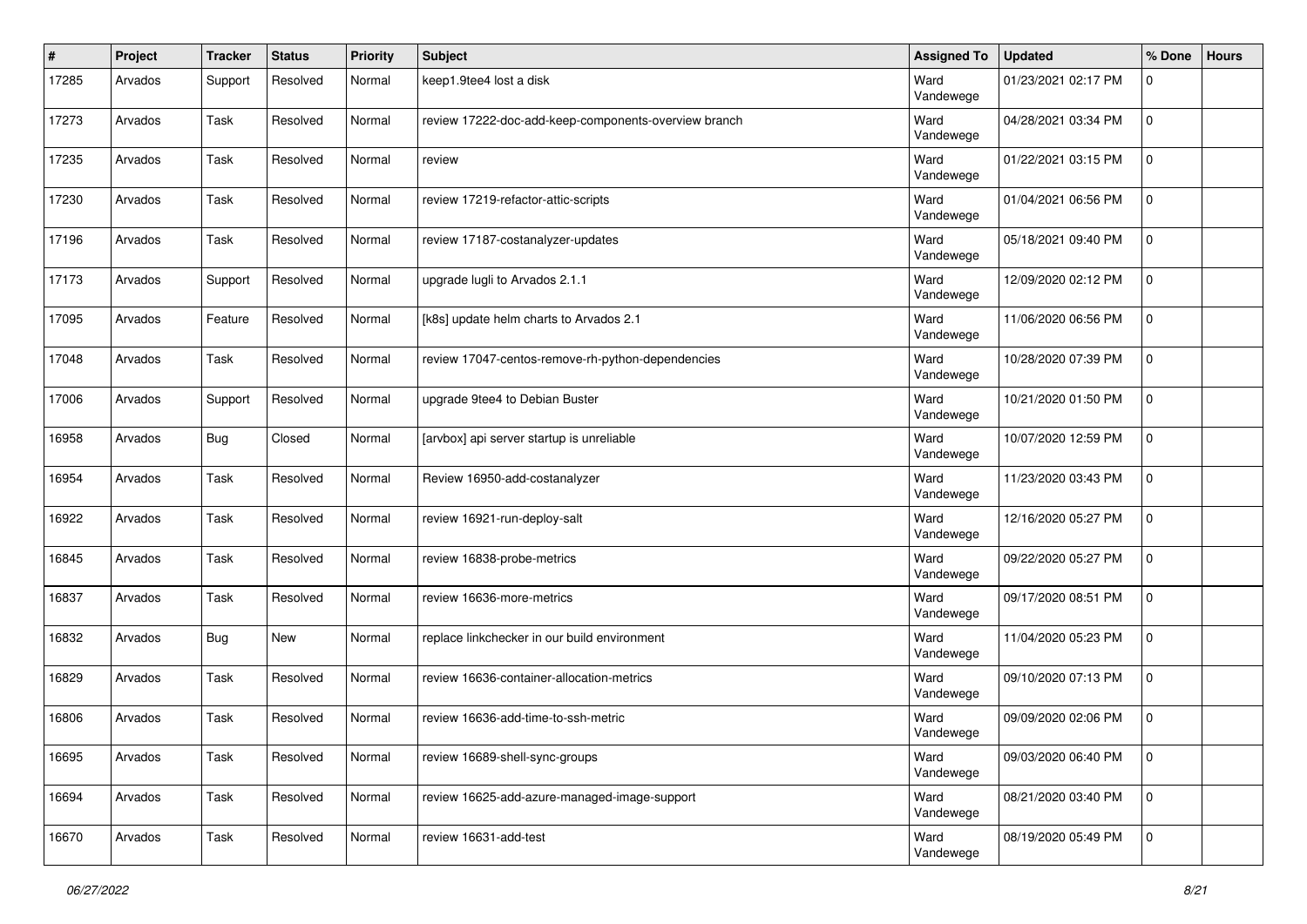| # | Project | Tracker | Status | Priority | Subject | Assigned To | Updated | % Done | Hours |
|---|---|---|---|---|---|---|---|---|---|
| 17285 | Arvados | Support | Resolved | Normal | keep1.9tee4 lost a disk | Ward Vandewege | 01/23/2021 02:17 PM | 0 | |
| 17273 | Arvados | Task | Resolved | Normal | review 17222-doc-add-keep-components-overview branch | Ward Vandewege | 04/28/2021 03:34 PM | 0 | |
| 17235 | Arvados | Task | Resolved | Normal | review | Ward Vandewege | 01/22/2021 03:15 PM | 0 | |
| 17230 | Arvados | Task | Resolved | Normal | review 17219-refactor-attic-scripts | Ward Vandewege | 01/04/2021 06:56 PM | 0 | |
| 17196 | Arvados | Task | Resolved | Normal | review 17187-costanalyzer-updates | Ward Vandewege | 05/18/2021 09:40 PM | 0 | |
| 17173 | Arvados | Support | Resolved | Normal | upgrade lugli to Arvados 2.1.1 | Ward Vandewege | 12/09/2020 02:12 PM | 0 | |
| 17095 | Arvados | Feature | Resolved | Normal | [k8s] update helm charts to Arvados 2.1 | Ward Vandewege | 11/06/2020 06:56 PM | 0 | |
| 17048 | Arvados | Task | Resolved | Normal | review 17047-centos-remove-rh-python-dependencies | Ward Vandewege | 10/28/2020 07:39 PM | 0 | |
| 17006 | Arvados | Support | Resolved | Normal | upgrade 9tee4 to Debian Buster | Ward Vandewege | 10/21/2020 01:50 PM | 0 | |
| 16958 | Arvados | Bug | Closed | Normal | [arvbox] api server startup is unreliable | Ward Vandewege | 10/07/2020 12:59 PM | 0 | |
| 16954 | Arvados | Task | Resolved | Normal | Review 16950-add-costanalyzer | Ward Vandewege | 11/23/2020 03:43 PM | 0 | |
| 16922 | Arvados | Task | Resolved | Normal | review 16921-run-deploy-salt | Ward Vandewege | 12/16/2020 05:27 PM | 0 | |
| 16845 | Arvados | Task | Resolved | Normal | review 16838-probe-metrics | Ward Vandewege | 09/22/2020 05:27 PM | 0 | |
| 16837 | Arvados | Task | Resolved | Normal | review 16636-more-metrics | Ward Vandewege | 09/17/2020 08:51 PM | 0 | |
| 16832 | Arvados | Bug | New | Normal | replace linkchecker in our build environment | Ward Vandewege | 11/04/2020 05:23 PM | 0 | |
| 16829 | Arvados | Task | Resolved | Normal | review 16636-container-allocation-metrics | Ward Vandewege | 09/10/2020 07:13 PM | 0 | |
| 16806 | Arvados | Task | Resolved | Normal | review 16636-add-time-to-ssh-metric | Ward Vandewege | 09/09/2020 02:06 PM | 0 | |
| 16695 | Arvados | Task | Resolved | Normal | review 16689-shell-sync-groups | Ward Vandewege | 09/03/2020 06:40 PM | 0 | |
| 16694 | Arvados | Task | Resolved | Normal | review 16625-add-azure-managed-image-support | Ward Vandewege | 08/21/2020 03:40 PM | 0 | |
| 16670 | Arvados | Task | Resolved | Normal | review 16631-add-test | Ward Vandewege | 08/19/2020 05:49 PM | 0 | |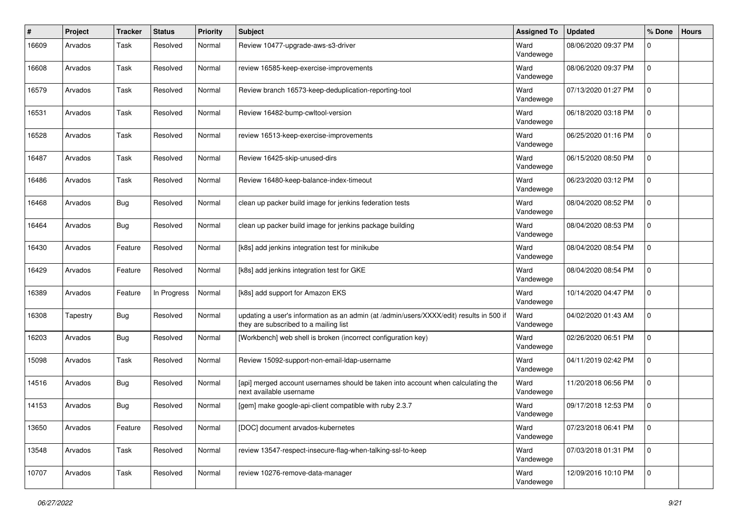| # | Project | Tracker | Status | Priority | Subject | Assigned To | Updated | % Done | Hours |
|---|---|---|---|---|---|---|---|---|---|
| 16609 | Arvados | Task | Resolved | Normal | Review 10477-upgrade-aws-s3-driver | Ward Vandewege | 08/06/2020 09:37 PM | 0 | |
| 16608 | Arvados | Task | Resolved | Normal | review 16585-keep-exercise-improvements | Ward Vandewege | 08/06/2020 09:37 PM | 0 | |
| 16579 | Arvados | Task | Resolved | Normal | Review branch 16573-keep-deduplication-reporting-tool | Ward Vandewege | 07/13/2020 01:27 PM | 0 | |
| 16531 | Arvados | Task | Resolved | Normal | Review 16482-bump-cwltool-version | Ward Vandewege | 06/18/2020 03:18 PM | 0 | |
| 16528 | Arvados | Task | Resolved | Normal | review 16513-keep-exercise-improvements | Ward Vandewege | 06/25/2020 01:16 PM | 0 | |
| 16487 | Arvados | Task | Resolved | Normal | Review 16425-skip-unused-dirs | Ward Vandewege | 06/15/2020 08:50 PM | 0 | |
| 16486 | Arvados | Task | Resolved | Normal | Review 16480-keep-balance-index-timeout | Ward Vandewege | 06/23/2020 03:12 PM | 0 | |
| 16468 | Arvados | Bug | Resolved | Normal | clean up packer build image for jenkins federation tests | Ward Vandewege | 08/04/2020 08:52 PM | 0 | |
| 16464 | Arvados | Bug | Resolved | Normal | clean up packer build image for jenkins package building | Ward Vandewege | 08/04/2020 08:53 PM | 0 | |
| 16430 | Arvados | Feature | Resolved | Normal | [k8s] add jenkins integration test for minikube | Ward Vandewege | 08/04/2020 08:54 PM | 0 | |
| 16429 | Arvados | Feature | Resolved | Normal | [k8s] add jenkins integration test for GKE | Ward Vandewege | 08/04/2020 08:54 PM | 0 | |
| 16389 | Arvados | Feature | In Progress | Normal | [k8s] add support for Amazon EKS | Ward Vandewege | 10/14/2020 04:47 PM | 0 | |
| 16308 | Tapestry | Bug | Resolved | Normal | updating a user's information as an admin (at /admin/users/XXXX/edit) results in 500 if they are subscribed to a mailing list | Ward Vandewege | 04/02/2020 01:43 AM | 0 | |
| 16203 | Arvados | Bug | Resolved | Normal | [Workbench] web shell is broken (incorrect configuration key) | Ward Vandewege | 02/26/2020 06:51 PM | 0 | |
| 15098 | Arvados | Task | Resolved | Normal | Review 15092-support-non-email-ldap-username | Ward Vandewege | 04/11/2019 02:42 PM | 0 | |
| 14516 | Arvados | Bug | Resolved | Normal | [api] merged account usernames should be taken into account when calculating the next available username | Ward Vandewege | 11/20/2018 06:56 PM | 0 | |
| 14153 | Arvados | Bug | Resolved | Normal | [gem] make google-api-client compatible with ruby 2.3.7 | Ward Vandewege | 09/17/2018 12:53 PM | 0 | |
| 13650 | Arvados | Feature | Resolved | Normal | [DOC] document arvados-kubernetes | Ward Vandewege | 07/23/2018 06:41 PM | 0 | |
| 13548 | Arvados | Task | Resolved | Normal | review 13547-respect-insecure-flag-when-talking-ssl-to-keep | Ward Vandewege | 07/03/2018 01:31 PM | 0 | |
| 10707 | Arvados | Task | Resolved | Normal | review 10276-remove-data-manager | Ward Vandewege | 12/09/2016 10:10 PM | 0 | |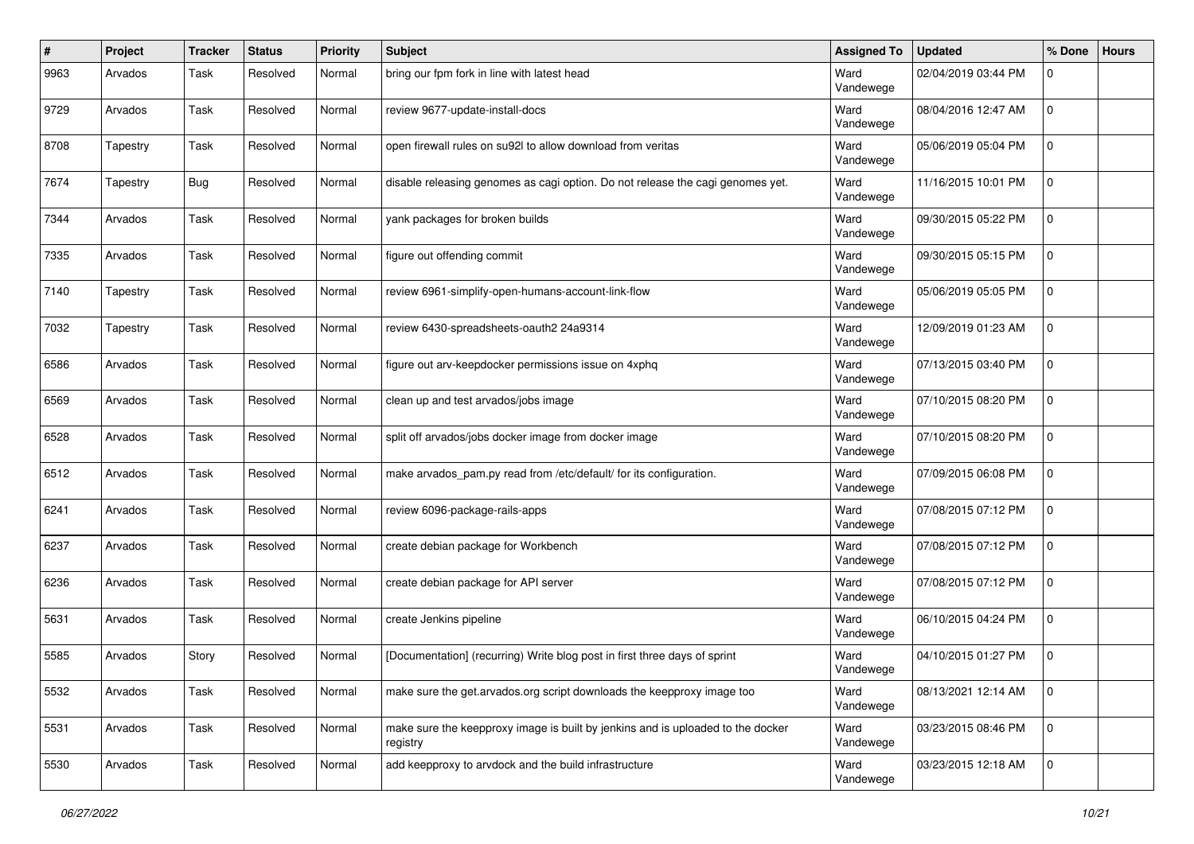| # | Project | Tracker | Status | Priority | Subject | Assigned To | Updated | % Done | Hours |
|---|---|---|---|---|---|---|---|---|---|
| 9963 | Arvados | Task | Resolved | Normal | bring our fpm fork in line with latest head | Ward Vandewege | 02/04/2019 03:44 PM | 0 | |
| 9729 | Arvados | Task | Resolved | Normal | review 9677-update-install-docs | Ward Vandewege | 08/04/2016 12:47 AM | 0 | |
| 8708 | Tapestry | Task | Resolved | Normal | open firewall rules on su92l to allow download from veritas | Ward Vandewege | 05/06/2019 05:04 PM | 0 | |
| 7674 | Tapestry | Bug | Resolved | Normal | disable releasing genomes as cagi option. Do not release the cagi genomes yet. | Ward Vandewege | 11/16/2015 10:01 PM | 0 | |
| 7344 | Arvados | Task | Resolved | Normal | yank packages for broken builds | Ward Vandewege | 09/30/2015 05:22 PM | 0 | |
| 7335 | Arvados | Task | Resolved | Normal | figure out offending commit | Ward Vandewege | 09/30/2015 05:15 PM | 0 | |
| 7140 | Tapestry | Task | Resolved | Normal | review 6961-simplify-open-humans-account-link-flow | Ward Vandewege | 05/06/2019 05:05 PM | 0 | |
| 7032 | Tapestry | Task | Resolved | Normal | review 6430-spreadsheets-oauth2 24a9314 | Ward Vandewege | 12/09/2019 01:23 AM | 0 | |
| 6586 | Arvados | Task | Resolved | Normal | figure out arv-keepdocker permissions issue on 4xphq | Ward Vandewege | 07/13/2015 03:40 PM | 0 | |
| 6569 | Arvados | Task | Resolved | Normal | clean up and test arvados/jobs image | Ward Vandewege | 07/10/2015 08:20 PM | 0 | |
| 6528 | Arvados | Task | Resolved | Normal | split off arvados/jobs docker image from docker image | Ward Vandewege | 07/10/2015 08:20 PM | 0 | |
| 6512 | Arvados | Task | Resolved | Normal | make arvados_pam.py read from /etc/default/ for its configuration. | Ward Vandewege | 07/09/2015 06:08 PM | 0 | |
| 6241 | Arvados | Task | Resolved | Normal | review 6096-package-rails-apps | Ward Vandewege | 07/08/2015 07:12 PM | 0 | |
| 6237 | Arvados | Task | Resolved | Normal | create debian package for Workbench | Ward Vandewege | 07/08/2015 07:12 PM | 0 | |
| 6236 | Arvados | Task | Resolved | Normal | create debian package for API server | Ward Vandewege | 07/08/2015 07:12 PM | 0 | |
| 5631 | Arvados | Task | Resolved | Normal | create Jenkins pipeline | Ward Vandewege | 06/10/2015 04:24 PM | 0 | |
| 5585 | Arvados | Story | Resolved | Normal | [Documentation] (recurring) Write blog post in first three days of sprint | Ward Vandewege | 04/10/2015 01:27 PM | 0 | |
| 5532 | Arvados | Task | Resolved | Normal | make sure the get.arvados.org script downloads the keepproxy image too | Ward Vandewege | 08/13/2021 12:14 AM | 0 | |
| 5531 | Arvados | Task | Resolved | Normal | make sure the keepproxy image is built by jenkins and is uploaded to the docker registry | Ward Vandewege | 03/23/2015 08:46 PM | 0 | |
| 5530 | Arvados | Task | Resolved | Normal | add keepproxy to arvdock and the build infrastructure | Ward Vandewege | 03/23/2015 12:18 AM | 0 | |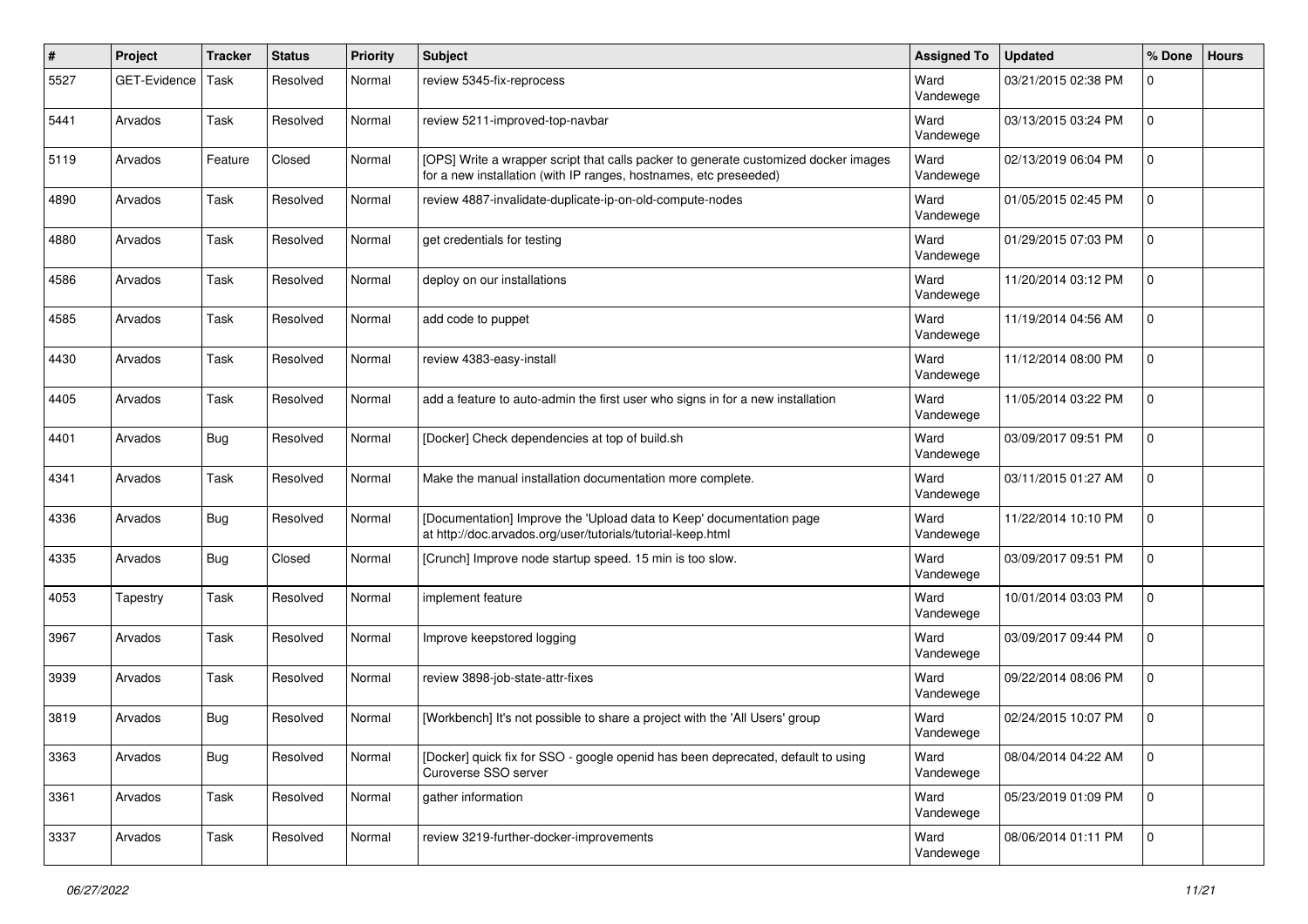| # | Project | Tracker | Status | Priority | Subject | Assigned To | Updated | % Done | Hours |
|---|---|---|---|---|---|---|---|---|---|
| 5527 | GET-Evidence | Task | Resolved | Normal | review 5345-fix-reprocess | Ward Vandewege | 03/21/2015 02:38 PM | 0 | |
| 5441 | Arvados | Task | Resolved | Normal | review 5211-improved-top-navbar | Ward Vandewege | 03/13/2015 03:24 PM | 0 | |
| 5119 | Arvados | Feature | Closed | Normal | [OPS] Write a wrapper script that calls packer to generate customized docker images for a new installation (with IP ranges, hostnames, etc preseeded) | Ward Vandewege | 02/13/2019 06:04 PM | 0 | |
| 4890 | Arvados | Task | Resolved | Normal | review 4887-invalidate-duplicate-ip-on-old-compute-nodes | Ward Vandewege | 01/05/2015 02:45 PM | 0 | |
| 4880 | Arvados | Task | Resolved | Normal | get credentials for testing | Ward Vandewege | 01/29/2015 07:03 PM | 0 | |
| 4586 | Arvados | Task | Resolved | Normal | deploy on our installations | Ward Vandewege | 11/20/2014 03:12 PM | 0 | |
| 4585 | Arvados | Task | Resolved | Normal | add code to puppet | Ward Vandewege | 11/19/2014 04:56 AM | 0 | |
| 4430 | Arvados | Task | Resolved | Normal | review 4383-easy-install | Ward Vandewege | 11/12/2014 08:00 PM | 0 | |
| 4405 | Arvados | Task | Resolved | Normal | add a feature to auto-admin the first user who signs in for a new installation | Ward Vandewege | 11/05/2014 03:22 PM | 0 | |
| 4401 | Arvados | Bug | Resolved | Normal | [Docker] Check dependencies at top of build.sh | Ward Vandewege | 03/09/2017 09:51 PM | 0 | |
| 4341 | Arvados | Task | Resolved | Normal | Make the manual installation documentation more complete. | Ward Vandewege | 03/11/2015 01:27 AM | 0 | |
| 4336 | Arvados | Bug | Resolved | Normal | [Documentation] Improve the 'Upload data to Keep' documentation page at http://doc.arvados.org/user/tutorials/tutorial-keep.html | Ward Vandewege | 11/22/2014 10:10 PM | 0 | |
| 4335 | Arvados | Bug | Closed | Normal | [Crunch] Improve node startup speed. 15 min is too slow. | Ward Vandewege | 03/09/2017 09:51 PM | 0 | |
| 4053 | Tapestry | Task | Resolved | Normal | implement feature | Ward Vandewege | 10/01/2014 03:03 PM | 0 | |
| 3967 | Arvados | Task | Resolved | Normal | Improve keepstored logging | Ward Vandewege | 03/09/2017 09:44 PM | 0 | |
| 3939 | Arvados | Task | Resolved | Normal | review 3898-job-state-attr-fixes | Ward Vandewege | 09/22/2014 08:06 PM | 0 | |
| 3819 | Arvados | Bug | Resolved | Normal | [Workbench] It's not possible to share a project with the 'All Users' group | Ward Vandewege | 02/24/2015 10:07 PM | 0 | |
| 3363 | Arvados | Bug | Resolved | Normal | [Docker] quick fix for SSO - google openid has been deprecated, default to using Curoverse SSO server | Ward Vandewege | 08/04/2014 04:22 AM | 0 | |
| 3361 | Arvados | Task | Resolved | Normal | gather information | Ward Vandewege | 05/23/2019 01:09 PM | 0 | |
| 3337 | Arvados | Task | Resolved | Normal | review 3219-further-docker-improvements | Ward Vandewege | 08/06/2014 01:11 PM | 0 | |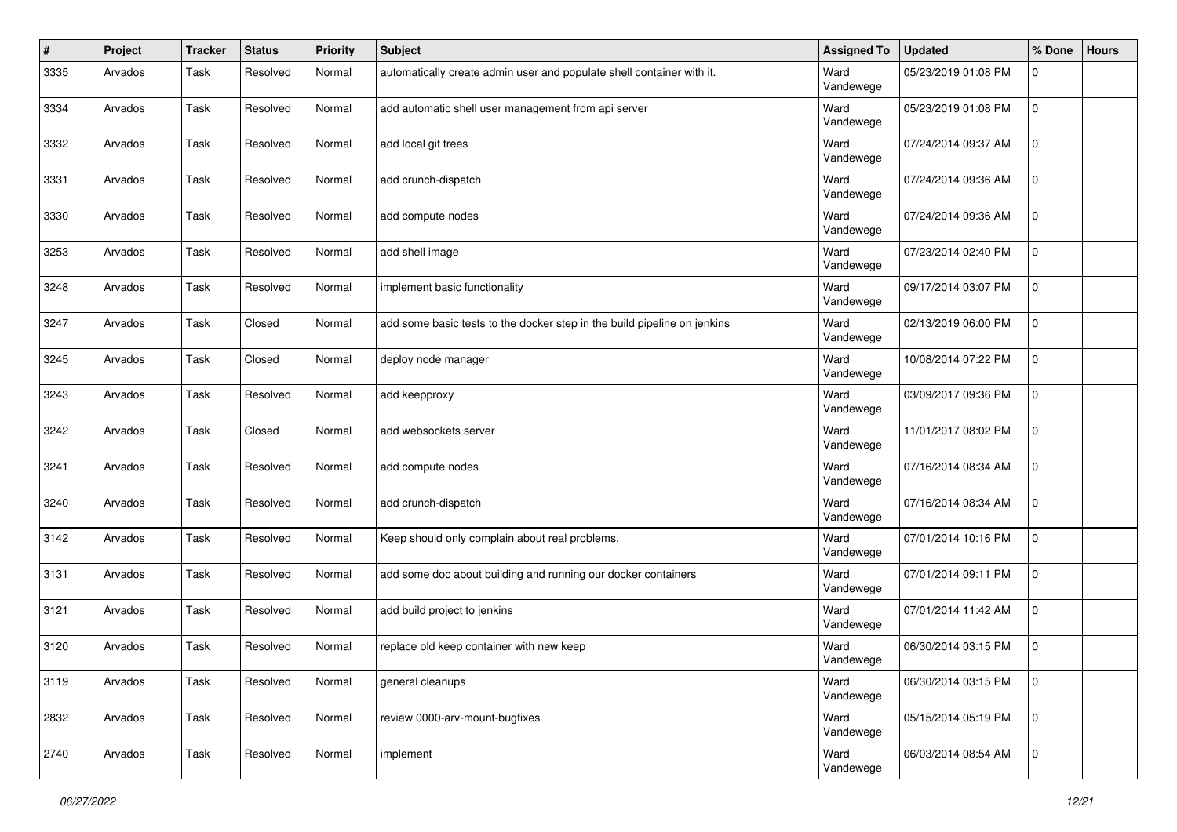| # | Project | Tracker | Status | Priority | Subject | Assigned To | Updated | % Done | Hours |
|---|---|---|---|---|---|---|---|---|---|
| 3335 | Arvados | Task | Resolved | Normal | automatically create admin user and populate shell container with it. | Ward Vandewege | 05/23/2019 01:08 PM | 0 | |
| 3334 | Arvados | Task | Resolved | Normal | add automatic shell user management from api server | Ward Vandewege | 05/23/2019 01:08 PM | 0 | |
| 3332 | Arvados | Task | Resolved | Normal | add local git trees | Ward Vandewege | 07/24/2014 09:37 AM | 0 | |
| 3331 | Arvados | Task | Resolved | Normal | add crunch-dispatch | Ward Vandewege | 07/24/2014 09:36 AM | 0 | |
| 3330 | Arvados | Task | Resolved | Normal | add compute nodes | Ward Vandewege | 07/24/2014 09:36 AM | 0 | |
| 3253 | Arvados | Task | Resolved | Normal | add shell image | Ward Vandewege | 07/23/2014 02:40 PM | 0 | |
| 3248 | Arvados | Task | Resolved | Normal | implement basic functionality | Ward Vandewege | 09/17/2014 03:07 PM | 0 | |
| 3247 | Arvados | Task | Closed | Normal | add some basic tests to the docker step in the build pipeline on jenkins | Ward Vandewege | 02/13/2019 06:00 PM | 0 | |
| 3245 | Arvados | Task | Closed | Normal | deploy node manager | Ward Vandewege | 10/08/2014 07:22 PM | 0 | |
| 3243 | Arvados | Task | Resolved | Normal | add keepproxy | Ward Vandewege | 03/09/2017 09:36 PM | 0 | |
| 3242 | Arvados | Task | Closed | Normal | add websockets server | Ward Vandewege | 11/01/2017 08:02 PM | 0 | |
| 3241 | Arvados | Task | Resolved | Normal | add compute nodes | Ward Vandewege | 07/16/2014 08:34 AM | 0 | |
| 3240 | Arvados | Task | Resolved | Normal | add crunch-dispatch | Ward Vandewege | 07/16/2014 08:34 AM | 0 | |
| 3142 | Arvados | Task | Resolved | Normal | Keep should only complain about real problems. | Ward Vandewege | 07/01/2014 10:16 PM | 0 | |
| 3131 | Arvados | Task | Resolved | Normal | add some doc about building and running our docker containers | Ward Vandewege | 07/01/2014 09:11 PM | 0 | |
| 3121 | Arvados | Task | Resolved | Normal | add build project to jenkins | Ward Vandewege | 07/01/2014 11:42 AM | 0 | |
| 3120 | Arvados | Task | Resolved | Normal | replace old keep container with new keep | Ward Vandewege | 06/30/2014 03:15 PM | 0 | |
| 3119 | Arvados | Task | Resolved | Normal | general cleanups | Ward Vandewege | 06/30/2014 03:15 PM | 0 | |
| 2832 | Arvados | Task | Resolved | Normal | review 0000-arv-mount-bugfixes | Ward Vandewege | 05/15/2014 05:19 PM | 0 | |
| 2740 | Arvados | Task | Resolved | Normal | implement | Ward Vandewege | 06/03/2014 08:54 AM | 0 | |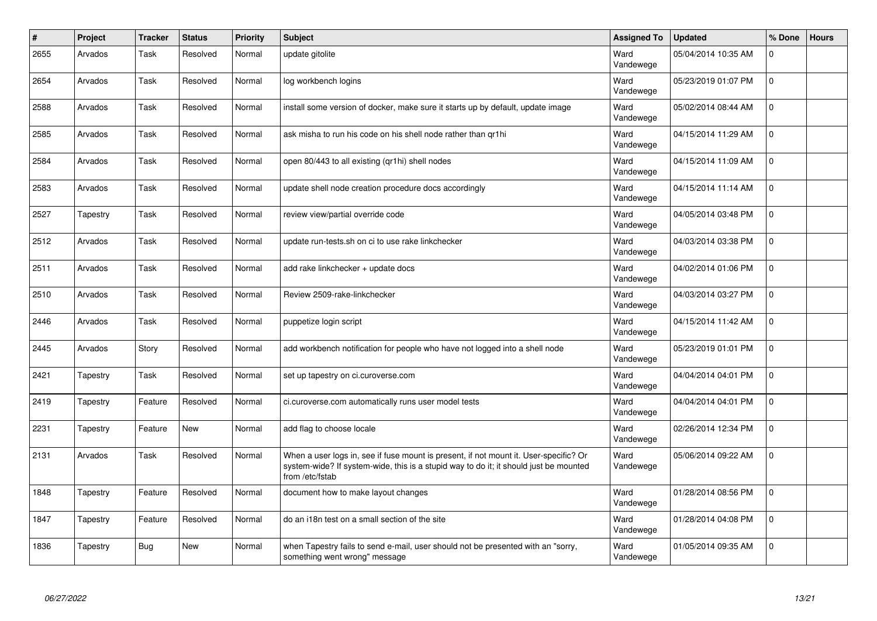| # | Project | Tracker | Status | Priority | Subject | Assigned To | Updated | % Done | Hours |
|---|---|---|---|---|---|---|---|---|---|
| 2655 | Arvados | Task | Resolved | Normal | update gitolite | Ward Vandewege | 05/04/2014 10:35 AM | 0 | |
| 2654 | Arvados | Task | Resolved | Normal | log workbench logins | Ward Vandewege | 05/23/2019 01:07 PM | 0 | |
| 2588 | Arvados | Task | Resolved | Normal | install some version of docker, make sure it starts up by default, update image | Ward Vandewege | 05/02/2014 08:44 AM | 0 | |
| 2585 | Arvados | Task | Resolved | Normal | ask misha to run his code on his shell node rather than qr1hi | Ward Vandewege | 04/15/2014 11:29 AM | 0 | |
| 2584 | Arvados | Task | Resolved | Normal | open 80/443 to all existing (qr1hi) shell nodes | Ward Vandewege | 04/15/2014 11:09 AM | 0 | |
| 2583 | Arvados | Task | Resolved | Normal | update shell node creation procedure docs accordingly | Ward Vandewege | 04/15/2014 11:14 AM | 0 | |
| 2527 | Tapestry | Task | Resolved | Normal | review view/partial override code | Ward Vandewege | 04/05/2014 03:48 PM | 0 | |
| 2512 | Arvados | Task | Resolved | Normal | update run-tests.sh on ci to use rake linkchecker | Ward Vandewege | 04/03/2014 03:38 PM | 0 | |
| 2511 | Arvados | Task | Resolved | Normal | add rake linkchecker + update docs | Ward Vandewege | 04/02/2014 01:06 PM | 0 | |
| 2510 | Arvados | Task | Resolved | Normal | Review 2509-rake-linkchecker | Ward Vandewege | 04/03/2014 03:27 PM | 0 | |
| 2446 | Arvados | Task | Resolved | Normal | puppetize login script | Ward Vandewege | 04/15/2014 11:42 AM | 0 | |
| 2445 | Arvados | Story | Resolved | Normal | add workbench notification for people who have not logged into a shell node | Ward Vandewege | 05/23/2019 01:01 PM | 0 | |
| 2421 | Tapestry | Task | Resolved | Normal | set up tapestry on ci.curoverse.com | Ward Vandewege | 04/04/2014 04:01 PM | 0 | |
| 2419 | Tapestry | Feature | Resolved | Normal | ci.curoverse.com automatically runs user model tests | Ward Vandewege | 04/04/2014 04:01 PM | 0 | |
| 2231 | Tapestry | Feature | New | Normal | add flag to choose locale | Ward Vandewege | 02/26/2014 12:34 PM | 0 | |
| 2131 | Arvados | Task | Resolved | Normal | When a user logs in, see if fuse mount is present, if not mount it. User-specific? Or system-wide? If system-wide, this is a stupid way to do it; it should just be mounted from /etc/fstab | Ward Vandewege | 05/06/2014 09:22 AM | 0 | |
| 1848 | Tapestry | Feature | Resolved | Normal | document how to make layout changes | Ward Vandewege | 01/28/2014 08:56 PM | 0 | |
| 1847 | Tapestry | Feature | Resolved | Normal | do an i18n test on a small section of the site | Ward Vandewege | 01/28/2014 04:08 PM | 0 | |
| 1836 | Tapestry | Bug | New | Normal | when Tapestry fails to send e-mail, user should not be presented with an "sorry, something went wrong" message | Ward Vandewege | 01/05/2014 09:35 AM | 0 | |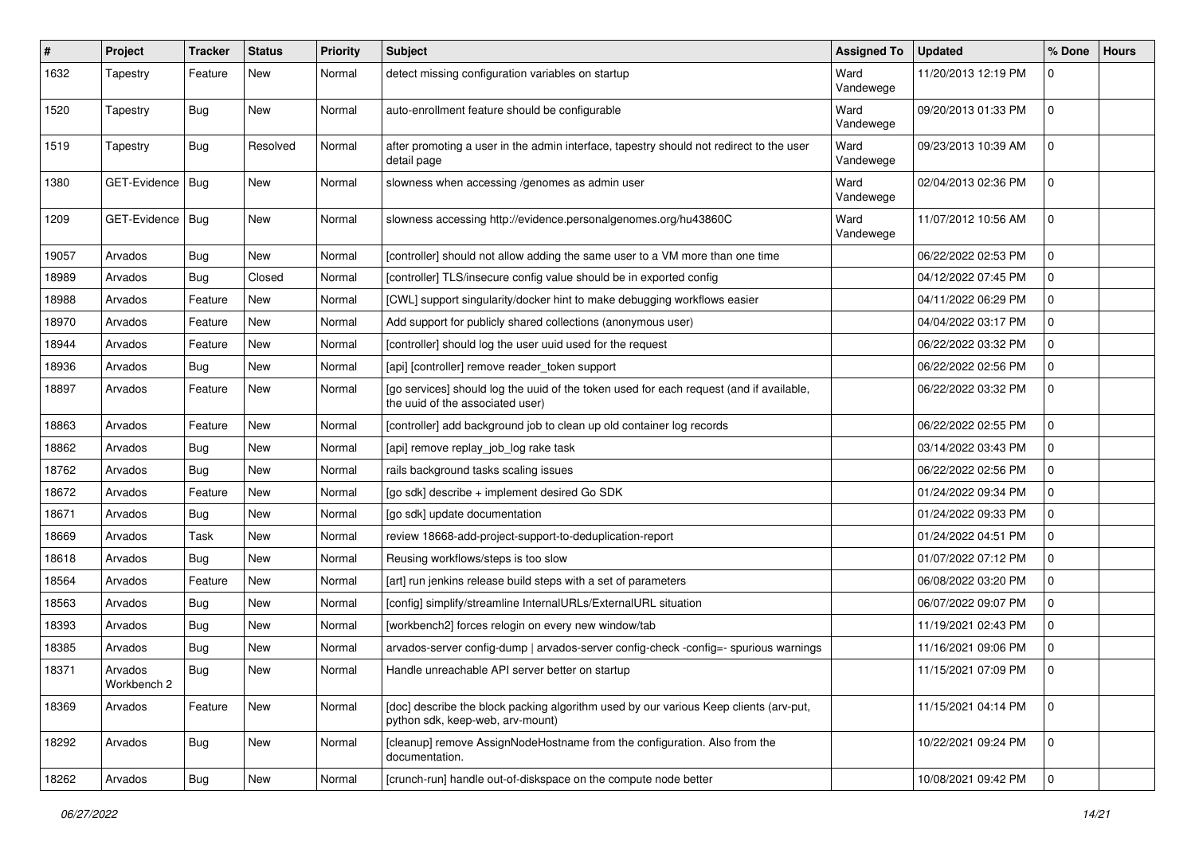| # | Project | Tracker | Status | Priority | Subject | Assigned To | Updated | % Done | Hours |
|---|---|---|---|---|---|---|---|---|---|
| 1632 | Tapestry | Feature | New | Normal | detect missing configuration variables on startup | Ward Vandewege | 11/20/2013 12:19 PM | 0 | |
| 1520 | Tapestry | Bug | New | Normal | auto-enrollment feature should be configurable | Ward Vandewege | 09/20/2013 01:33 PM | 0 | |
| 1519 | Tapestry | Bug | Resolved | Normal | after promoting a user in the admin interface, tapestry should not redirect to the user detail page | Ward Vandewege | 09/23/2013 10:39 AM | 0 | |
| 1380 | GET-Evidence | Bug | New | Normal | slowness when accessing /genomes as admin user | Ward Vandewege | 02/04/2013 02:36 PM | 0 | |
| 1209 | GET-Evidence | Bug | New | Normal | slowness accessing http://evidence.personalgenomes.org/hu43860C | Ward Vandewege | 11/07/2012 10:56 AM | 0 | |
| 19057 | Arvados | Bug | New | Normal | [controller] should not allow adding the same user to a VM more than one time | | 06/22/2022 02:53 PM | 0 | |
| 18989 | Arvados | Bug | Closed | Normal | [controller] TLS/insecure config value should be in exported config | | 04/12/2022 07:45 PM | 0 | |
| 18988 | Arvados | Feature | New | Normal | [CWL] support singularity/docker hint to make debugging workflows easier | | 04/11/2022 06:29 PM | 0 | |
| 18970 | Arvados | Feature | New | Normal | Add support for publicly shared collections (anonymous user) | | 04/04/2022 03:17 PM | 0 | |
| 18944 | Arvados | Feature | New | Normal | [controller] should log the user uuid used for the request | | 06/22/2022 03:32 PM | 0 | |
| 18936 | Arvados | Bug | New | Normal | [api] [controller] remove reader_token support | | 06/22/2022 02:56 PM | 0 | |
| 18897 | Arvados | Feature | New | Normal | [go services] should log the uuid of the token used for each request (and if available, the uuid of the associated user) | | 06/22/2022 03:32 PM | 0 | |
| 18863 | Arvados | Feature | New | Normal | [controller] add background job to clean up old container log records | | 06/22/2022 02:55 PM | 0 | |
| 18862 | Arvados | Bug | New | Normal | [api] remove replay_job_log rake task | | 03/14/2022 03:43 PM | 0 | |
| 18762 | Arvados | Bug | New | Normal | rails background tasks scaling issues | | 06/22/2022 02:56 PM | 0 | |
| 18672 | Arvados | Feature | New | Normal | [go sdk] describe + implement desired Go SDK | | 01/24/2022 09:34 PM | 0 | |
| 18671 | Arvados | Bug | New | Normal | [go sdk] update documentation | | 01/24/2022 09:33 PM | 0 | |
| 18669 | Arvados | Task | New | Normal | review 18668-add-project-support-to-deduplication-report | | 01/24/2022 04:51 PM | 0 | |
| 18618 | Arvados | Bug | New | Normal | Reusing workflows/steps is too slow | | 01/07/2022 07:12 PM | 0 | |
| 18564 | Arvados | Feature | New | Normal | [art] run jenkins release build steps with a set of parameters | | 06/08/2022 03:20 PM | 0 | |
| 18563 | Arvados | Bug | New | Normal | [config] simplify/streamline InternalURLs/ExternalURL situation | | 06/07/2022 09:07 PM | 0 | |
| 18393 | Arvados | Bug | New | Normal | [workbench2] forces relogin on every new window/tab | | 11/19/2021 02:43 PM | 0 | |
| 18385 | Arvados | Bug | New | Normal | arvados-server config-dump \| arvados-server config-check -config=- spurious warnings | | 11/16/2021 09:06 PM | 0 | |
| 18371 | Arvados Workbench 2 | Bug | New | Normal | Handle unreachable API server better on startup | | 11/15/2021 07:09 PM | 0 | |
| 18369 | Arvados | Feature | New | Normal | [doc] describe the block packing algorithm used by our various Keep clients (arv-put, python sdk, keep-web, arv-mount) | | 11/15/2021 04:14 PM | 0 | |
| 18292 | Arvados | Bug | New | Normal | [cleanup] remove AssignNodeHostname from the configuration. Also from the documentation. | | 10/22/2021 09:24 PM | 0 | |
| 18262 | Arvados | Bug | New | Normal | [crunch-run] handle out-of-diskspace on the compute node better | | 10/08/2021 09:42 PM | 0 | |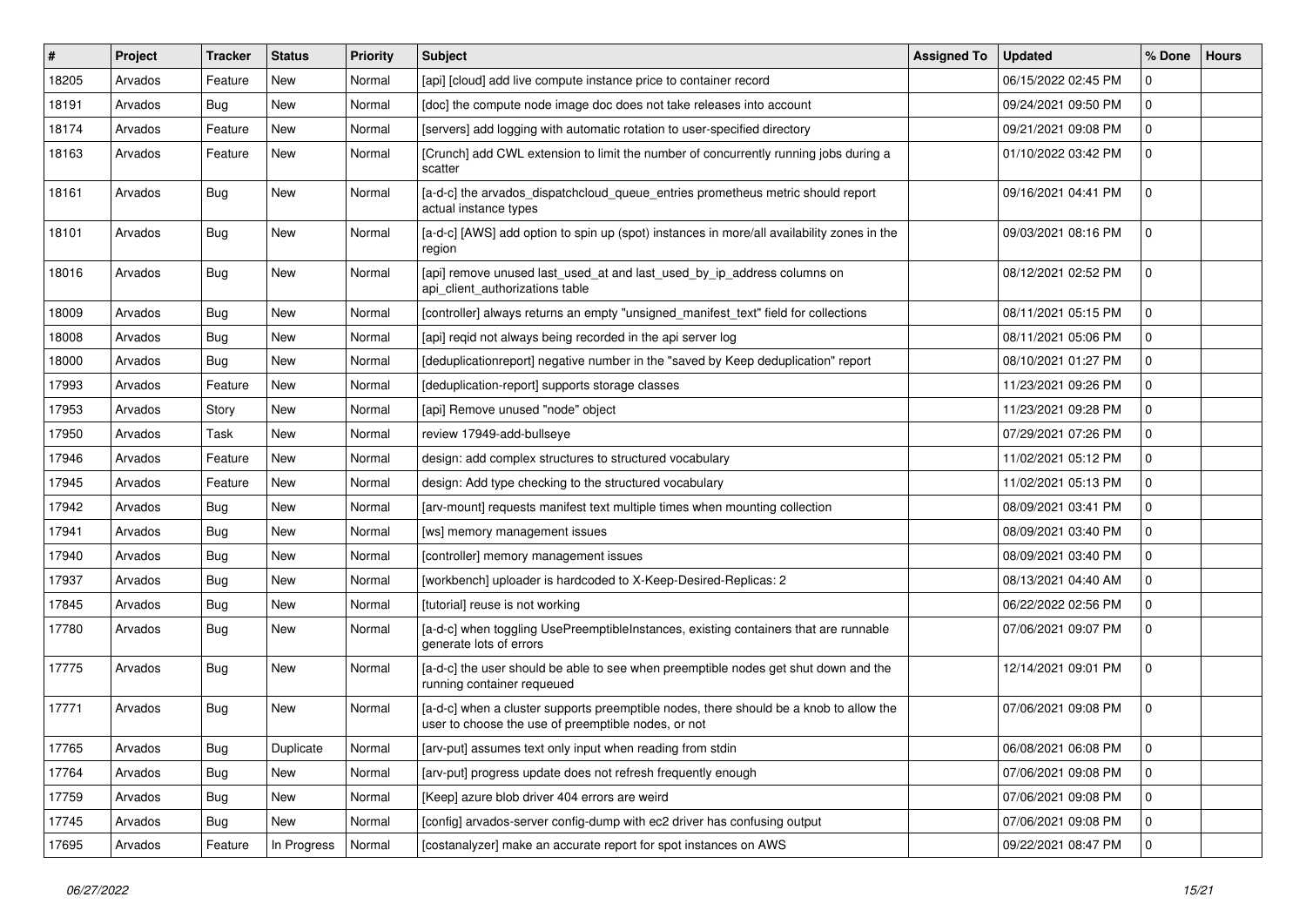| # | Project | Tracker | Status | Priority | Subject | Assigned To | Updated | % Done | Hours |
|---|---|---|---|---|---|---|---|---|---|
| 18205 | Arvados | Feature | New | Normal | [api] [cloud] add live compute instance price to container record | | 06/15/2022 02:45 PM | 0 | |
| 18191 | Arvados | Bug | New | Normal | [doc] the compute node image doc does not take releases into account | | 09/24/2021 09:50 PM | 0 | |
| 18174 | Arvados | Feature | New | Normal | [servers] add logging with automatic rotation to user-specified directory | | 09/21/2021 09:08 PM | 0 | |
| 18163 | Arvados | Feature | New | Normal | [Crunch] add CWL extension to limit the number of concurrently running jobs during a scatter | | 01/10/2022 03:42 PM | 0 | |
| 18161 | Arvados | Bug | New | Normal | [a-d-c] the arvados_dispatchcloud_queue_entries prometheus metric should report actual instance types | | 09/16/2021 04:41 PM | 0 | |
| 18101 | Arvados | Bug | New | Normal | [a-d-c] [AWS] add option to spin up (spot) instances in more/all availability zones in the region | | 09/03/2021 08:16 PM | 0 | |
| 18016 | Arvados | Bug | New | Normal | [api] remove unused last_used_at and last_used_by_ip_address columns on api_client_authorizations table | | 08/12/2021 02:52 PM | 0 | |
| 18009 | Arvados | Bug | New | Normal | [controller] always returns an empty "unsigned_manifest_text" field for collections | | 08/11/2021 05:15 PM | 0 | |
| 18008 | Arvados | Bug | New | Normal | [api] reqid not always being recorded in the api server log | | 08/11/2021 05:06 PM | 0 | |
| 18000 | Arvados | Bug | New | Normal | [deduplicationreport] negative number in the "saved by Keep deduplication" report | | 08/10/2021 01:27 PM | 0 | |
| 17993 | Arvados | Feature | New | Normal | [deduplication-report] supports storage classes | | 11/23/2021 09:26 PM | 0 | |
| 17953 | Arvados | Story | New | Normal | [api] Remove unused "node" object | | 11/23/2021 09:28 PM | 0 | |
| 17950 | Arvados | Task | New | Normal | review 17949-add-bullseye | | 07/29/2021 07:26 PM | 0 | |
| 17946 | Arvados | Feature | New | Normal | design: add complex structures to structured vocabulary | | 11/02/2021 05:12 PM | 0 | |
| 17945 | Arvados | Feature | New | Normal | design: Add type checking to the structured vocabulary | | 11/02/2021 05:13 PM | 0 | |
| 17942 | Arvados | Bug | New | Normal | [arv-mount] requests manifest text multiple times when mounting collection | | 08/09/2021 03:41 PM | 0 | |
| 17941 | Arvados | Bug | New | Normal | [ws] memory management issues | | 08/09/2021 03:40 PM | 0 | |
| 17940 | Arvados | Bug | New | Normal | [controller] memory management issues | | 08/09/2021 03:40 PM | 0 | |
| 17937 | Arvados | Bug | New | Normal | [workbench] uploader is hardcoded to X-Keep-Desired-Replicas: 2 | | 08/13/2021 04:40 AM | 0 | |
| 17845 | Arvados | Bug | New | Normal | [tutorial] reuse is not working | | 06/22/2022 02:56 PM | 0 | |
| 17780 | Arvados | Bug | New | Normal | [a-d-c] when toggling UsePreemptibleInstances, existing containers that are runnable generate lots of errors | | 07/06/2021 09:07 PM | 0 | |
| 17775 | Arvados | Bug | New | Normal | [a-d-c] the user should be able to see when preemptible nodes get shut down and the running container requeued | | 12/14/2021 09:01 PM | 0 | |
| 17771 | Arvados | Bug | New | Normal | [a-d-c] when a cluster supports preemptible nodes, there should be a knob to allow the user to choose the use of preemptible nodes, or not | | 07/06/2021 09:08 PM | 0 | |
| 17765 | Arvados | Bug | Duplicate | Normal | [arv-put] assumes text only input when reading from stdin | | 06/08/2021 06:08 PM | 0 | |
| 17764 | Arvados | Bug | New | Normal | [arv-put] progress update does not refresh frequently enough | | 07/06/2021 09:08 PM | 0 | |
| 17759 | Arvados | Bug | New | Normal | [Keep] azure blob driver 404 errors are weird | | 07/06/2021 09:08 PM | 0 | |
| 17745 | Arvados | Bug | New | Normal | [config] arvados-server config-dump with ec2 driver has confusing output | | 07/06/2021 09:08 PM | 0 | |
| 17695 | Arvados | Feature | In Progress | Normal | [costanalyzer] make an accurate report for spot instances on AWS | | 09/22/2021 08:47 PM | 0 | |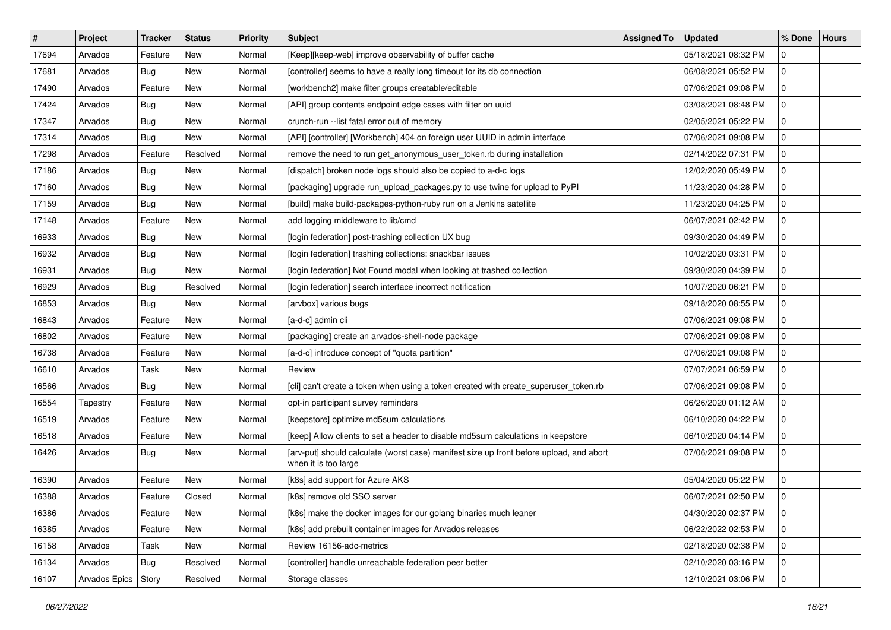| # | Project | Tracker | Status | Priority | Subject | Assigned To | Updated | % Done | Hours |
|---|---|---|---|---|---|---|---|---|---|
| 17694 | Arvados | Feature | New | Normal | [Keep][keep-web] improve observability of buffer cache | | 05/18/2021 08:32 PM | 0 | |
| 17681 | Arvados | Bug | New | Normal | [controller] seems to have a really long timeout for its db connection | | 06/08/2021 05:52 PM | 0 | |
| 17490 | Arvados | Feature | New | Normal | [workbench2] make filter groups creatable/editable | | 07/06/2021 09:08 PM | 0 | |
| 17424 | Arvados | Bug | New | Normal | [API] group contents endpoint edge cases with filter on uuid | | 03/08/2021 08:48 PM | 0 | |
| 17347 | Arvados | Bug | New | Normal | crunch-run --list fatal error out of memory | | 02/05/2021 05:22 PM | 0 | |
| 17314 | Arvados | Bug | New | Normal | [API] [controller] [Workbench] 404 on foreign user UUID in admin interface | | 07/06/2021 09:08 PM | 0 | |
| 17298 | Arvados | Feature | Resolved | Normal | remove the need to run get_anonymous_user_token.rb during installation | | 02/14/2022 07:31 PM | 0 | |
| 17186 | Arvados | Bug | New | Normal | [dispatch] broken node logs should also be copied to a-d-c logs | | 12/02/2020 05:49 PM | 0 | |
| 17160 | Arvados | Bug | New | Normal | [packaging] upgrade run_upload_packages.py to use twine for upload to PyPI | | 11/23/2020 04:28 PM | 0 | |
| 17159 | Arvados | Bug | New | Normal | [build] make build-packages-python-ruby run on a Jenkins satellite | | 11/23/2020 04:25 PM | 0 | |
| 17148 | Arvados | Feature | New | Normal | add logging middleware to lib/cmd | | 06/07/2021 02:42 PM | 0 | |
| 16933 | Arvados | Bug | New | Normal | [login federation] post-trashing collection UX bug | | 09/30/2020 04:49 PM | 0 | |
| 16932 | Arvados | Bug | New | Normal | [login federation] trashing collections: snackbar issues | | 10/02/2020 03:31 PM | 0 | |
| 16931 | Arvados | Bug | New | Normal | [login federation] Not Found modal when looking at trashed collection | | 09/30/2020 04:39 PM | 0 | |
| 16929 | Arvados | Bug | Resolved | Normal | [login federation] search interface incorrect notification | | 10/07/2020 06:21 PM | 0 | |
| 16853 | Arvados | Bug | New | Normal | [arvbox] various bugs | | 09/18/2020 08:55 PM | 0 | |
| 16843 | Arvados | Feature | New | Normal | [a-d-c] admin cli | | 07/06/2021 09:08 PM | 0 | |
| 16802 | Arvados | Feature | New | Normal | [packaging] create an arvados-shell-node package | | 07/06/2021 09:08 PM | 0 | |
| 16738 | Arvados | Feature | New | Normal | [a-d-c] introduce concept of "quota partition" | | 07/06/2021 09:08 PM | 0 | |
| 16610 | Arvados | Task | New | Normal | Review | | 07/07/2021 06:59 PM | 0 | |
| 16566 | Arvados | Bug | New | Normal | [cli] can't create a token when using a token created with create_superuser_token.rb | | 07/06/2021 09:08 PM | 0 | |
| 16554 | Tapestry | Feature | New | Normal | opt-in participant survey reminders | | 06/26/2020 01:12 AM | 0 | |
| 16519 | Arvados | Feature | New | Normal | [keepstore] optimize md5sum calculations | | 06/10/2020 04:22 PM | 0 | |
| 16518 | Arvados | Feature | New | Normal | [keep] Allow clients to set a header to disable md5sum calculations in keepstore | | 06/10/2020 04:14 PM | 0 | |
| 16426 | Arvados | Bug | New | Normal | [arv-put] should calculate (worst case) manifest size up front before upload, and abort when it is too large | | 07/06/2021 09:08 PM | 0 | |
| 16390 | Arvados | Feature | New | Normal | [k8s] add support for Azure AKS | | 05/04/2020 05:22 PM | 0 | |
| 16388 | Arvados | Feature | Closed | Normal | [k8s] remove old SSO server | | 06/07/2021 02:50 PM | 0 | |
| 16386 | Arvados | Feature | New | Normal | [k8s] make the docker images for our golang binaries much leaner | | 04/30/2020 02:37 PM | 0 | |
| 16385 | Arvados | Feature | New | Normal | [k8s] add prebuilt container images for Arvados releases | | 06/22/2022 02:53 PM | 0 | |
| 16158 | Arvados | Task | New | Normal | Review 16156-adc-metrics | | 02/18/2020 02:38 PM | 0 | |
| 16134 | Arvados | Bug | Resolved | Normal | [controller] handle unreachable federation peer better | | 02/10/2020 03:16 PM | 0 | |
| 16107 | Arvados Epics | Story | Resolved | Normal | Storage classes | | 12/10/2021 03:06 PM | 0 | |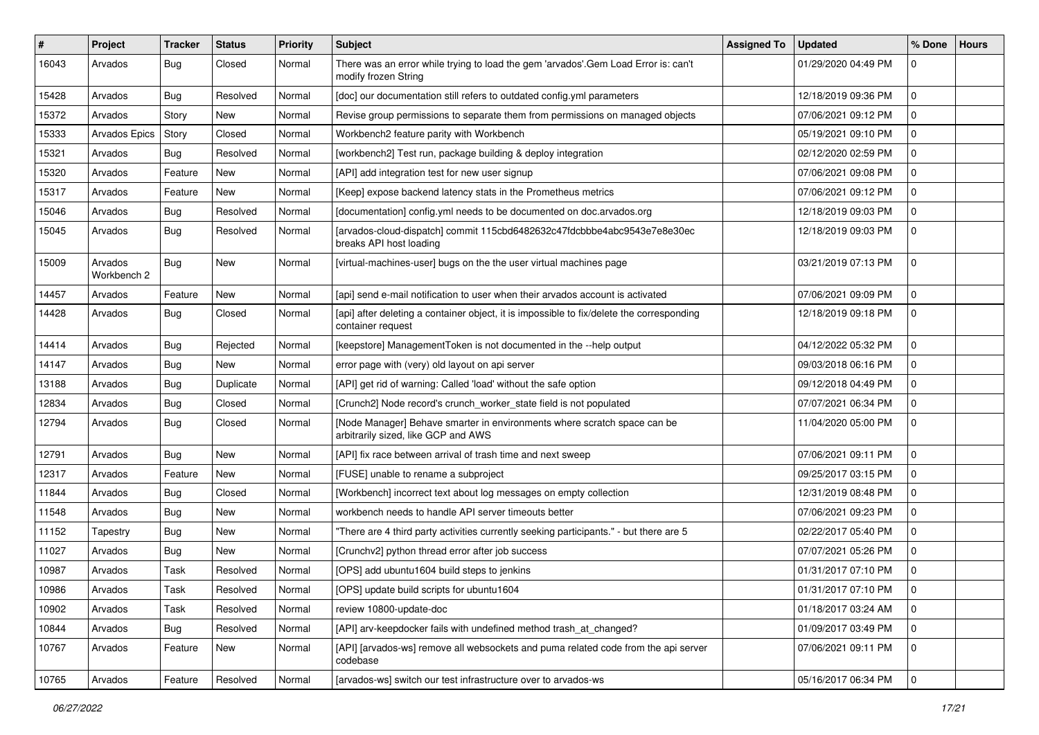| # | Project | Tracker | Status | Priority | Subject | Assigned To | Updated | % Done | Hours |
|---|---|---|---|---|---|---|---|---|---|
| 16043 | Arvados | Bug | Closed | Normal | There was an error while trying to load the gem 'arvados'.Gem Load Error is: can't modify frozen String | | 01/29/2020 04:49 PM | 0 | |
| 15428 | Arvados | Bug | Resolved | Normal | [doc] our documentation still refers to outdated config.yml parameters | | 12/18/2019 09:36 PM | 0 | |
| 15372 | Arvados | Story | New | Normal | Revise group permissions to separate them from permissions on managed objects | | 07/06/2021 09:12 PM | 0 | |
| 15333 | Arvados Epics | Story | Closed | Normal | Workbench2 feature parity with Workbench | | 05/19/2021 09:10 PM | 0 | |
| 15321 | Arvados | Bug | Resolved | Normal | [workbench2] Test run, package building & deploy integration | | 02/12/2020 02:59 PM | 0 | |
| 15320 | Arvados | Feature | New | Normal | [API] add integration test for new user signup | | 07/06/2021 09:08 PM | 0 | |
| 15317 | Arvados | Feature | New | Normal | [Keep] expose backend latency stats in the Prometheus metrics | | 07/06/2021 09:12 PM | 0 | |
| 15046 | Arvados | Bug | Resolved | Normal | [documentation] config.yml needs to be documented on doc.arvados.org | | 12/18/2019 09:03 PM | 0 | |
| 15045 | Arvados | Bug | Resolved | Normal | [arvados-cloud-dispatch] commit 115cbd6482632c47fdcbbbe4abc9543e7e8e30ec breaks API host loading | | 12/18/2019 09:03 PM | 0 | |
| 15009 | Arvados Workbench 2 | Bug | New | Normal | [virtual-machines-user] bugs on the the user virtual machines page | | 03/21/2019 07:13 PM | 0 | |
| 14457 | Arvados | Feature | New | Normal | [api] send e-mail notification to user when their arvados account is activated | | 07/06/2021 09:09 PM | 0 | |
| 14428 | Arvados | Bug | Closed | Normal | [api] after deleting a container object, it is impossible to fix/delete the corresponding container request | | 12/18/2019 09:18 PM | 0 | |
| 14414 | Arvados | Bug | Rejected | Normal | [keepstore] ManagementToken is not documented in the --help output | | 04/12/2022 05:32 PM | 0 | |
| 14147 | Arvados | Bug | New | Normal | error page with (very) old layout on api server | | 09/03/2018 06:16 PM | 0 | |
| 13188 | Arvados | Bug | Duplicate | Normal | [API] get rid of warning: Called 'load' without the safe option | | 09/12/2018 04:49 PM | 0 | |
| 12834 | Arvados | Bug | Closed | Normal | [Crunch2] Node record's crunch_worker_state field is not populated | | 07/07/2021 06:34 PM | 0 | |
| 12794 | Arvados | Bug | Closed | Normal | [Node Manager] Behave smarter in environments where scratch space can be arbitrarily sized, like GCP and AWS | | 11/04/2020 05:00 PM | 0 | |
| 12791 | Arvados | Bug | New | Normal | [API] fix race between arrival of trash time and next sweep | | 07/06/2021 09:11 PM | 0 | |
| 12317 | Arvados | Feature | New | Normal | [FUSE] unable to rename a subproject | | 09/25/2017 03:15 PM | 0 | |
| 11844 | Arvados | Bug | Closed | Normal | [Workbench] incorrect text about log messages on empty collection | | 12/31/2019 08:48 PM | 0 | |
| 11548 | Arvados | Bug | New | Normal | workbench needs to handle API server timeouts better | | 07/06/2021 09:23 PM | 0 | |
| 11152 | Tapestry | Bug | New | Normal | "There are 4 third party activities currently seeking participants." - but there are 5 | | 02/22/2017 05:40 PM | 0 | |
| 11027 | Arvados | Bug | New | Normal | [Crunchv2] python thread error after job success | | 07/07/2021 05:26 PM | 0 | |
| 10987 | Arvados | Task | Resolved | Normal | [OPS] add ubuntu1604 build steps to jenkins | | 01/31/2017 07:10 PM | 0 | |
| 10986 | Arvados | Task | Resolved | Normal | [OPS] update build scripts for ubuntu1604 | | 01/31/2017 07:10 PM | 0 | |
| 10902 | Arvados | Task | Resolved | Normal | review 10800-update-doc | | 01/18/2017 03:24 AM | 0 | |
| 10844 | Arvados | Bug | Resolved | Normal | [API] arv-keepdocker fails with undefined method trash_at_changed? | | 01/09/2017 03:49 PM | 0 | |
| 10767 | Arvados | Feature | New | Normal | [API] [arvados-ws] remove all websockets and puma related code from the api server codebase | | 07/06/2021 09:11 PM | 0 | |
| 10765 | Arvados | Feature | Resolved | Normal | [arvados-ws] switch our test infrastructure over to arvados-ws | | 05/16/2017 06:34 PM | 0 | |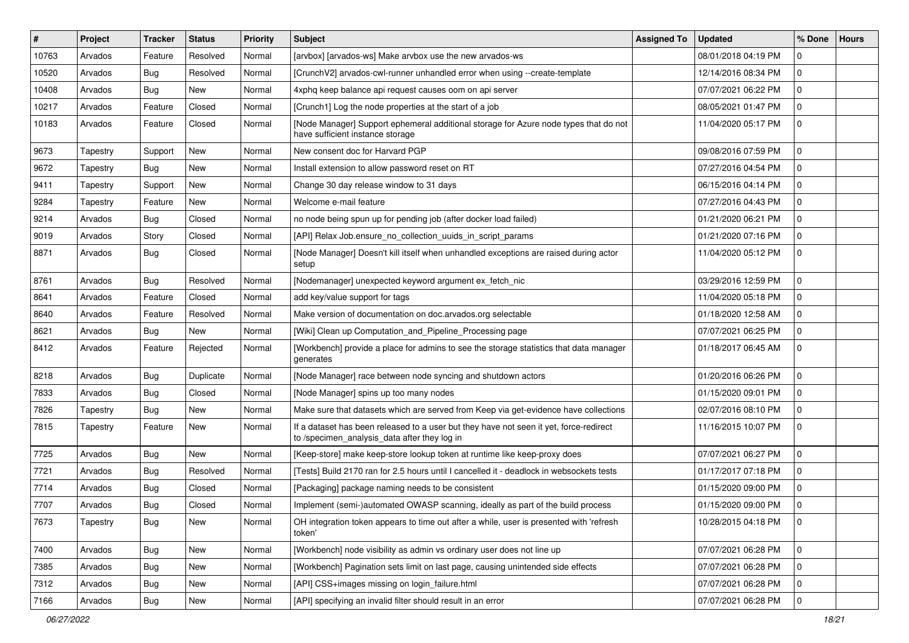| # | Project | Tracker | Status | Priority | Subject | Assigned To | Updated | % Done | Hours |
|---|---|---|---|---|---|---|---|---|---|
| 10763 | Arvados | Feature | Resolved | Normal | [arvbox] [arvados-ws] Make arvbox use the new arvados-ws | | 08/01/2018 04:19 PM | 0 | |
| 10520 | Arvados | Bug | Resolved | Normal | [CrunchV2] arvados-cwl-runner unhandled error when using --create-template | | 12/14/2016 08:34 PM | 0 | |
| 10408 | Arvados | Bug | New | Normal | 4xphq keep balance api request causes oom on api server | | 07/07/2021 06:22 PM | 0 | |
| 10217 | Arvados | Feature | Closed | Normal | [Crunch1] Log the node properties at the start of a job | | 08/05/2021 01:47 PM | 0 | |
| 10183 | Arvados | Feature | Closed | Normal | [Node Manager] Support ephemeral additional storage for Azure node types that do not have sufficient instance storage | | 11/04/2020 05:17 PM | 0 | |
| 9673 | Tapestry | Support | New | Normal | New consent doc for Harvard PGP | | 09/08/2016 07:59 PM | 0 | |
| 9672 | Tapestry | Bug | New | Normal | Install extension to allow password reset on RT | | 07/27/2016 04:54 PM | 0 | |
| 9411 | Tapestry | Support | New | Normal | Change 30 day release window to 31 days | | 06/15/2016 04:14 PM | 0 | |
| 9284 | Tapestry | Feature | New | Normal | Welcome e-mail feature | | 07/27/2016 04:43 PM | 0 | |
| 9214 | Arvados | Bug | Closed | Normal | no node being spun up for pending job (after docker load failed) | | 01/21/2020 06:21 PM | 0 | |
| 9019 | Arvados | Story | Closed | Normal | [API] Relax Job.ensure_no_collection_uuids_in_script_params | | 01/21/2020 07:16 PM | 0 | |
| 8871 | Arvados | Bug | Closed | Normal | [Node Manager] Doesn't kill itself when unhandled exceptions are raised during actor setup | | 11/04/2020 05:12 PM | 0 | |
| 8761 | Arvados | Bug | Resolved | Normal | [Nodemanager] unexpected keyword argument ex_fetch_nic | | 03/29/2016 12:59 PM | 0 | |
| 8641 | Arvados | Feature | Closed | Normal | add key/value support for tags | | 11/04/2020 05:18 PM | 0 | |
| 8640 | Arvados | Feature | Resolved | Normal | Make version of documentation on doc.arvados.org selectable | | 01/18/2020 12:58 AM | 0 | |
| 8621 | Arvados | Bug | New | Normal | [Wiki] Clean up Computation_and_Pipeline_Processing page | | 07/07/2021 06:25 PM | 0 | |
| 8412 | Arvados | Feature | Rejected | Normal | [Workbench] provide a place for admins to see the storage statistics that data manager generates | | 01/18/2017 06:45 AM | 0 | |
| 8218 | Arvados | Bug | Duplicate | Normal | [Node Manager] race between node syncing and shutdown actors | | 01/20/2016 06:26 PM | 0 | |
| 7833 | Arvados | Bug | Closed | Normal | [Node Manager] spins up too many nodes | | 01/15/2020 09:01 PM | 0 | |
| 7826 | Tapestry | Bug | New | Normal | Make sure that datasets which are served from Keep via get-evidence have collections | | 02/07/2016 08:10 PM | 0 | |
| 7815 | Tapestry | Feature | New | Normal | If a dataset has been released to a user but they have not seen it yet, force-redirect to /specimen_analysis_data after they log in | | 11/16/2015 10:07 PM | 0 | |
| 7725 | Arvados | Bug | New | Normal | [Keep-store] make keep-store lookup token at runtime like keep-proxy does | | 07/07/2021 06:27 PM | 0 | |
| 7721 | Arvados | Bug | Resolved | Normal | [Tests] Build 2170 ran for 2.5 hours until I cancelled it - deadlock in websockets tests | | 01/17/2017 07:18 PM | 0 | |
| 7714 | Arvados | Bug | Closed | Normal | [Packaging] package naming needs to be consistent | | 01/15/2020 09:00 PM | 0 | |
| 7707 | Arvados | Bug | Closed | Normal | Implement (semi-)automated OWASP scanning, ideally as part of the build process | | 01/15/2020 09:00 PM | 0 | |
| 7673 | Tapestry | Bug | New | Normal | OH integration token appears to time out after a while, user is presented with 'refresh token' | | 10/28/2015 04:18 PM | 0 | |
| 7400 | Arvados | Bug | New | Normal | [Workbench] node visibility as admin vs ordinary user does not line up | | 07/07/2021 06:28 PM | 0 | |
| 7385 | Arvados | Bug | New | Normal | [Workbench] Pagination sets limit on last page, causing unintended side effects | | 07/07/2021 06:28 PM | 0 | |
| 7312 | Arvados | Bug | New | Normal | [API] CSS+images missing on login_failure.html | | 07/07/2021 06:28 PM | 0 | |
| 7166 | Arvados | Bug | New | Normal | [API] specifying an invalid filter should result in an error | | 07/07/2021 06:28 PM | 0 | |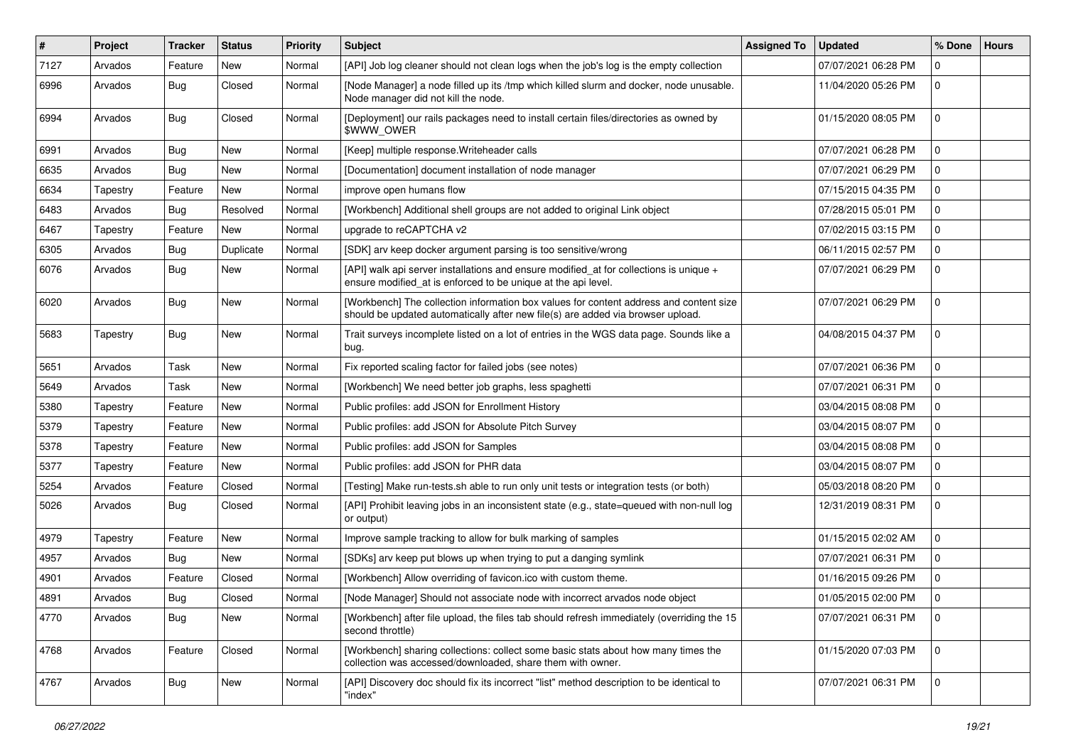| # | Project | Tracker | Status | Priority | Subject | Assigned To | Updated | % Done | Hours |
|---|---|---|---|---|---|---|---|---|---|
| 7127 | Arvados | Feature | New | Normal | [API] Job log cleaner should not clean logs when the job's log is the empty collection | | 07/07/2021 06:28 PM | 0 | |
| 6996 | Arvados | Bug | Closed | Normal | [Node Manager] a node filled up its /tmp which killed slurm and docker, node unusable. Node manager did not kill the node. | | 11/04/2020 05:26 PM | 0 | |
| 6994 | Arvados | Bug | Closed | Normal | [Deployment] our rails packages need to install certain files/directories as owned by $WWW_OWER | | 01/15/2020 08:05 PM | 0 | |
| 6991 | Arvados | Bug | New | Normal | [Keep] multiple response.Writeheader calls | | 07/07/2021 06:28 PM | 0 | |
| 6635 | Arvados | Bug | New | Normal | [Documentation] document installation of node manager | | 07/07/2021 06:29 PM | 0 | |
| 6634 | Tapestry | Feature | New | Normal | improve open humans flow | | 07/15/2015 04:35 PM | 0 | |
| 6483 | Arvados | Bug | Resolved | Normal | [Workbench] Additional shell groups are not added to original Link object | | 07/28/2015 05:01 PM | 0 | |
| 6467 | Tapestry | Feature | New | Normal | upgrade to reCAPTCHA v2 | | 07/02/2015 03:15 PM | 0 | |
| 6305 | Arvados | Bug | Duplicate | Normal | [SDK] arv keep docker argument parsing is too sensitive/wrong | | 06/11/2015 02:57 PM | 0 | |
| 6076 | Arvados | Bug | New | Normal | [API] walk api server installations and ensure modified_at for collections is unique + ensure modified_at is enforced to be unique at the api level. | | 07/07/2021 06:29 PM | 0 | |
| 6020 | Arvados | Bug | New | Normal | [Workbench] The collection information box values for content address and content size should be updated automatically after new file(s) are added via browser upload. | | 07/07/2021 06:29 PM | 0 | |
| 5683 | Tapestry | Bug | New | Normal | Trait surveys incomplete listed on a lot of entries in the WGS data page. Sounds like a bug. | | 04/08/2015 04:37 PM | 0 | |
| 5651 | Arvados | Task | New | Normal | Fix reported scaling factor for failed jobs (see notes) | | 07/07/2021 06:36 PM | 0 | |
| 5649 | Arvados | Task | New | Normal | [Workbench] We need better job graphs, less spaghetti | | 07/07/2021 06:31 PM | 0 | |
| 5380 | Tapestry | Feature | New | Normal | Public profiles: add JSON for Enrollment History | | 03/04/2015 08:08 PM | 0 | |
| 5379 | Tapestry | Feature | New | Normal | Public profiles: add JSON for Absolute Pitch Survey | | 03/04/2015 08:07 PM | 0 | |
| 5378 | Tapestry | Feature | New | Normal | Public profiles: add JSON for Samples | | 03/04/2015 08:08 PM | 0 | |
| 5377 | Tapestry | Feature | New | Normal | Public profiles: add JSON for PHR data | | 03/04/2015 08:07 PM | 0 | |
| 5254 | Arvados | Feature | Closed | Normal | [Testing] Make run-tests.sh able to run only unit tests or integration tests (or both) | | 05/03/2018 08:20 PM | 0 | |
| 5026 | Arvados | Bug | Closed | Normal | [API] Prohibit leaving jobs in an inconsistent state (e.g., state=queued with non-null log or output) | | 12/31/2019 08:31 PM | 0 | |
| 4979 | Tapestry | Feature | New | Normal | Improve sample tracking to allow for bulk marking of samples | | 01/15/2015 02:02 AM | 0 | |
| 4957 | Arvados | Bug | New | Normal | [SDKs] arv keep put blows up when trying to put a danging symlink | | 07/07/2021 06:31 PM | 0 | |
| 4901 | Arvados | Feature | Closed | Normal | [Workbench] Allow overriding of favicon.ico with custom theme. | | 01/16/2015 09:26 PM | 0 | |
| 4891 | Arvados | Bug | Closed | Normal | [Node Manager] Should not associate node with incorrect arvados node object | | 01/05/2015 02:00 PM | 0 | |
| 4770 | Arvados | Bug | New | Normal | [Workbench] after file upload, the files tab should refresh immediately (overriding the 15 second throttle) | | 07/07/2021 06:31 PM | 0 | |
| 4768 | Arvados | Feature | Closed | Normal | [Workbench] sharing collections: collect some basic stats about how many times the collection was accessed/downloaded, share them with owner. | | 01/15/2020 07:03 PM | 0 | |
| 4767 | Arvados | Bug | New | Normal | [API] Discovery doc should fix its incorrect "list" method description to be identical to "index" | | 07/07/2021 06:31 PM | 0 | |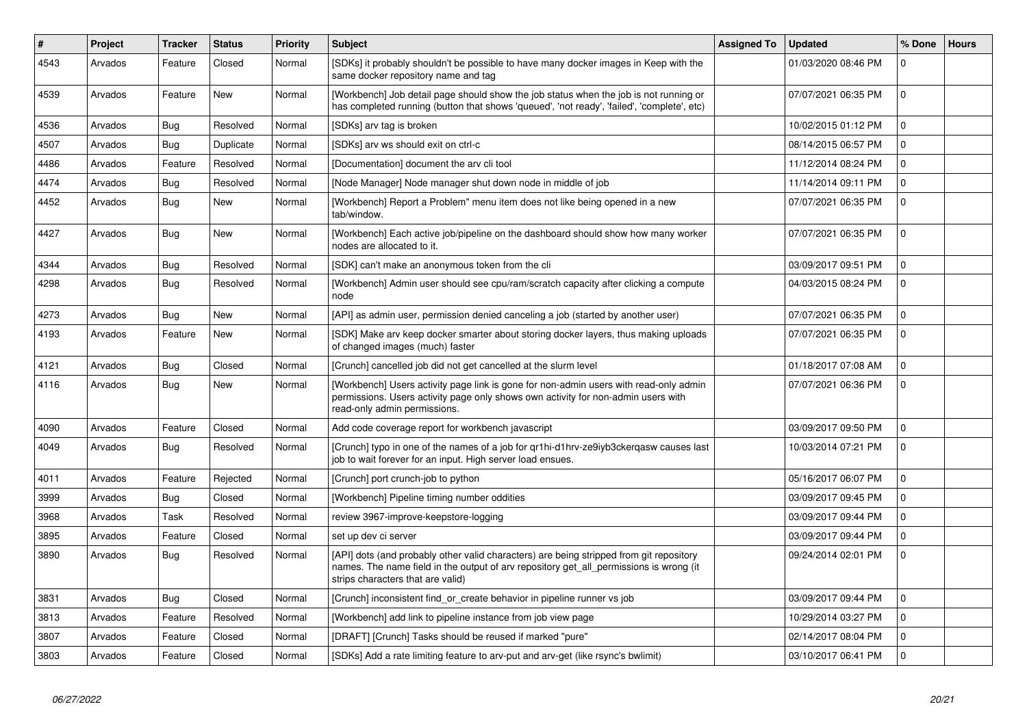| # | Project | Tracker | Status | Priority | Subject | Assigned To | Updated | % Done | Hours |
|---|---|---|---|---|---|---|---|---|---|
| 4543 | Arvados | Feature | Closed | Normal | [SDKs] it probably shouldn't be possible to have many docker images in Keep with the same docker repository name and tag | | 01/03/2020 08:46 PM | 0 | |
| 4539 | Arvados | Feature | New | Normal | [Workbench] Job detail page should show the job status when the job is not running or has completed running (button that shows 'queued', 'not ready', 'failed', 'complete', etc) | | 07/07/2021 06:35 PM | 0 | |
| 4536 | Arvados | Bug | Resolved | Normal | [SDKs] arv tag is broken | | 10/02/2015 01:12 PM | 0 | |
| 4507 | Arvados | Bug | Duplicate | Normal | [SDKs] arv ws should exit on ctrl-c | | 08/14/2015 06:57 PM | 0 | |
| 4486 | Arvados | Feature | Resolved | Normal | [Documentation] document the arv cli tool | | 11/12/2014 08:24 PM | 0 | |
| 4474 | Arvados | Bug | Resolved | Normal | [Node Manager] Node manager shut down node in middle of job | | 11/14/2014 09:11 PM | 0 | |
| 4452 | Arvados | Bug | New | Normal | [Workbench] Report a Problem" menu item does not like being opened in a new tab/window. | | 07/07/2021 06:35 PM | 0 | |
| 4427 | Arvados | Bug | New | Normal | [Workbench] Each active job/pipeline on the dashboard should show how many worker nodes are allocated to it. | | 07/07/2021 06:35 PM | 0 | |
| 4344 | Arvados | Bug | Resolved | Normal | [SDK] can't make an anonymous token from the cli | | 03/09/2017 09:51 PM | 0 | |
| 4298 | Arvados | Bug | Resolved | Normal | [Workbench] Admin user should see cpu/ram/scratch capacity after clicking a compute node | | 04/03/2015 08:24 PM | 0 | |
| 4273 | Arvados | Bug | New | Normal | [API] as admin user, permission denied canceling a job (started by another user) | | 07/07/2021 06:35 PM | 0 | |
| 4193 | Arvados | Feature | New | Normal | [SDK] Make arv keep docker smarter about storing docker layers, thus making uploads of changed images (much) faster | | 07/07/2021 06:35 PM | 0 | |
| 4121 | Arvados | Bug | Closed | Normal | [Crunch] cancelled job did not get cancelled at the slurm level | | 01/18/2017 07:08 AM | 0 | |
| 4116 | Arvados | Bug | New | Normal | [Workbench] Users activity page link is gone for non-admin users with read-only admin permissions. Users activity page only shows own activity for non-admin users with read-only admin permissions. | | 07/07/2021 06:36 PM | 0 | |
| 4090 | Arvados | Feature | Closed | Normal | Add code coverage report for workbench javascript | | 03/09/2017 09:50 PM | 0 | |
| 4049 | Arvados | Bug | Resolved | Normal | [Crunch] typo in one of the names of a job for qr1hi-d1hrv-ze9iyb3ckerqasw causes last job to wait forever for an input. High server load ensues. | | 10/03/2014 07:21 PM | 0 | |
| 4011 | Arvados | Feature | Rejected | Normal | [Crunch] port crunch-job to python | | 05/16/2017 06:07 PM | 0 | |
| 3999 | Arvados | Bug | Closed | Normal | [Workbench] Pipeline timing number oddities | | 03/09/2017 09:45 PM | 0 | |
| 3968 | Arvados | Task | Resolved | Normal | review 3967-improve-keepstore-logging | | 03/09/2017 09:44 PM | 0 | |
| 3895 | Arvados | Feature | Closed | Normal | set up dev ci server | | 03/09/2017 09:44 PM | 0 | |
| 3890 | Arvados | Bug | Resolved | Normal | [API] dots (and probably other valid characters) are being stripped from git repository names. The name field in the output of arv repository get_all_permissions is wrong (it strips characters that are valid) | | 09/24/2014 02:01 PM | 0 | |
| 3831 | Arvados | Bug | Closed | Normal | [Crunch] inconsistent find_or_create behavior in pipeline runner vs job | | 03/09/2017 09:44 PM | 0 | |
| 3813 | Arvados | Feature | Resolved | Normal | [Workbench] add link to pipeline instance from job view page | | 10/29/2014 03:27 PM | 0 | |
| 3807 | Arvados | Feature | Closed | Normal | [DRAFT] [Crunch] Tasks should be reused if marked "pure" | | 02/14/2017 08:04 PM | 0 | |
| 3803 | Arvados | Feature | Closed | Normal | [SDKs] Add a rate limiting feature to arv-put and arv-get (like rsync's bwlimit) | | 03/10/2017 06:41 PM | 0 | |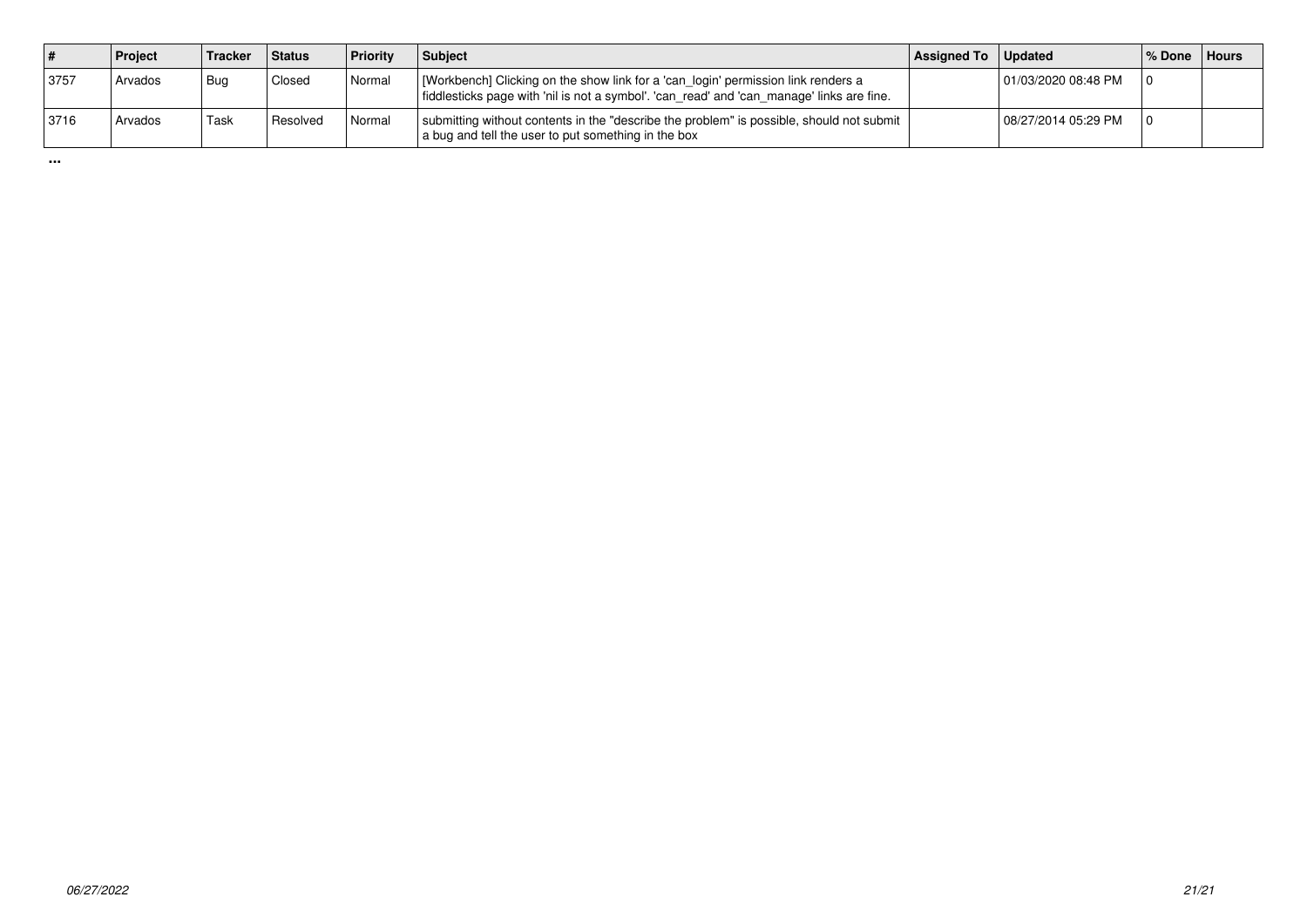| # | Project | Tracker | Status | Priority | Subject | Assigned To | Updated | % Done | Hours |
|---|---|---|---|---|---|---|---|---|---|
| 3757 | Arvados | Bug | Closed | Normal | [Workbench] Clicking on the show link for a 'can_login' permission link renders a fiddlesticks page with 'nil is not a symbol'. 'can_read' and 'can_manage' links are fine. | | 01/03/2020 08:48 PM | 0 | |
| 3716 | Arvados | Task | Resolved | Normal | submitting without contents in the "describe the problem" is possible, should not submit a bug and tell the user to put something in the box | | 08/27/2014 05:29 PM | 0 | |

...